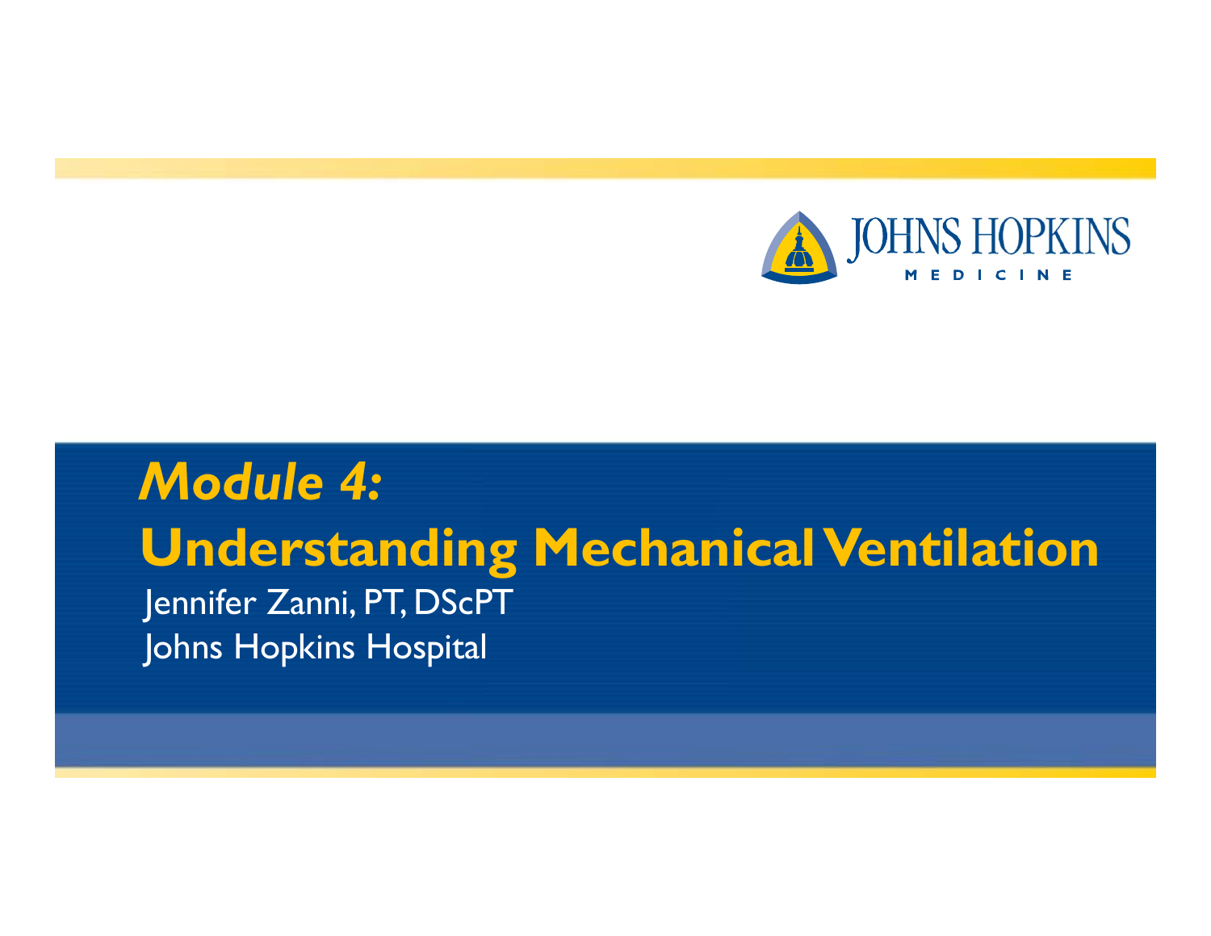JOHNS HOPKINS MEDICINE

# *Module 4:* Understanding Mechanical Ventilation

Jennifer Zanni, PT, DScPT

Johns Hopkins Hospital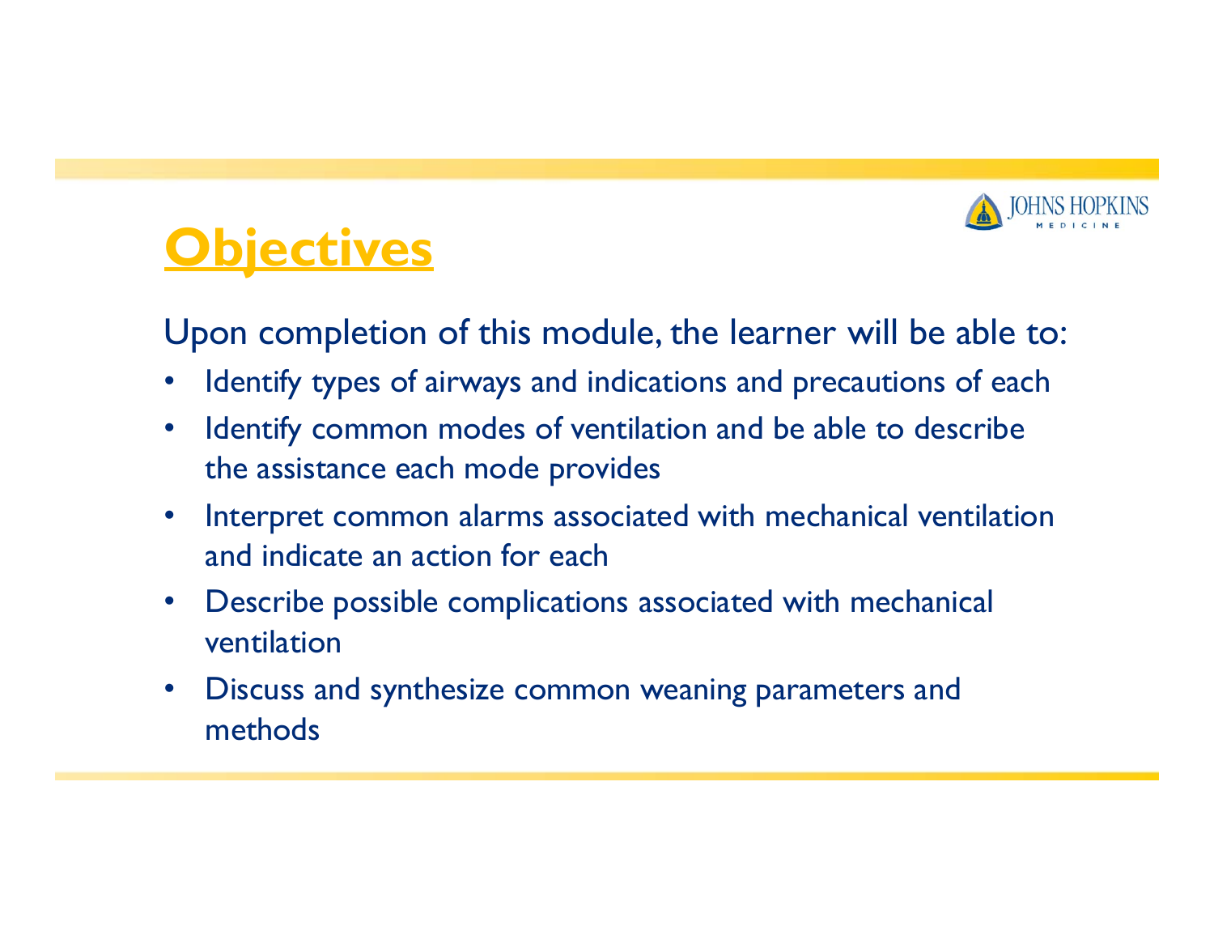# Objectives

Upon completion of this module, the learner will be able to:

- Identify types of airways and indications and precautions of each
- Identify common modes of ventilation and be able to describe the assistance each mode provides
- Interpret common alarms associated with mechanical ventilation and indicate an action for each
- Describe possible complications associated with mechanical ventilation
- Discuss and synthesize common weaning parameters and methods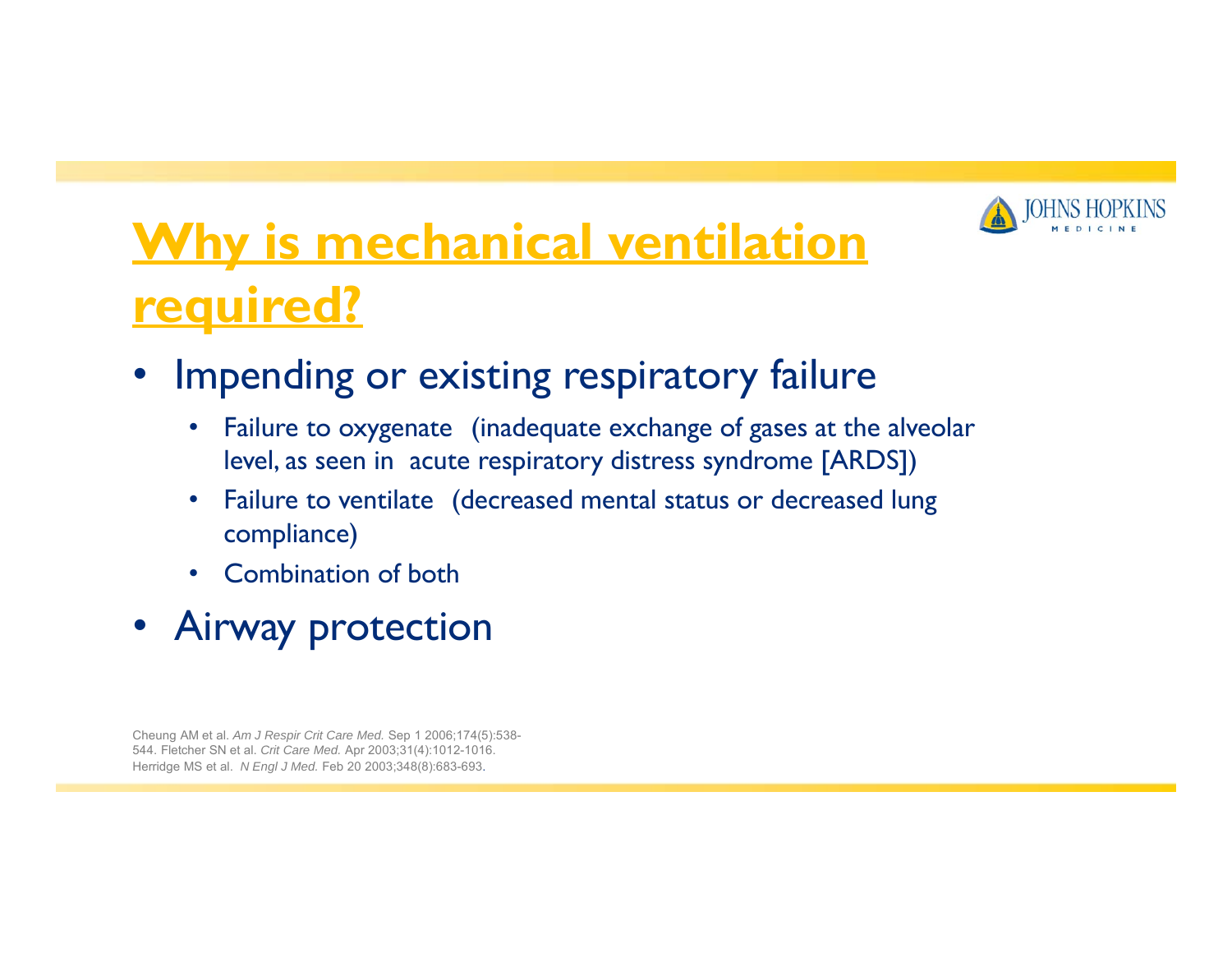# Why is mechanical ventilation required?

- Impending or existing respiratory failure
  - Failure to oxygenate (inadequate exchange of gases at the alveolar level, as seen in acute respiratory distress syndrome [ARDS])
  - Failure to ventilate (decreased mental status or decreased lung compliance)
  - Combination of both
- Airway protection

Cheung AM et al. *Am J Respir Crit Care Med.* Sep 1 2006;174(5):538-544. Fletcher SN et al. *Crit Care Med.* Apr 2003;31(4):1012-1016. Herridge MS et al. *N Engl J Med.* Feb 20 2003;348(8):683-693.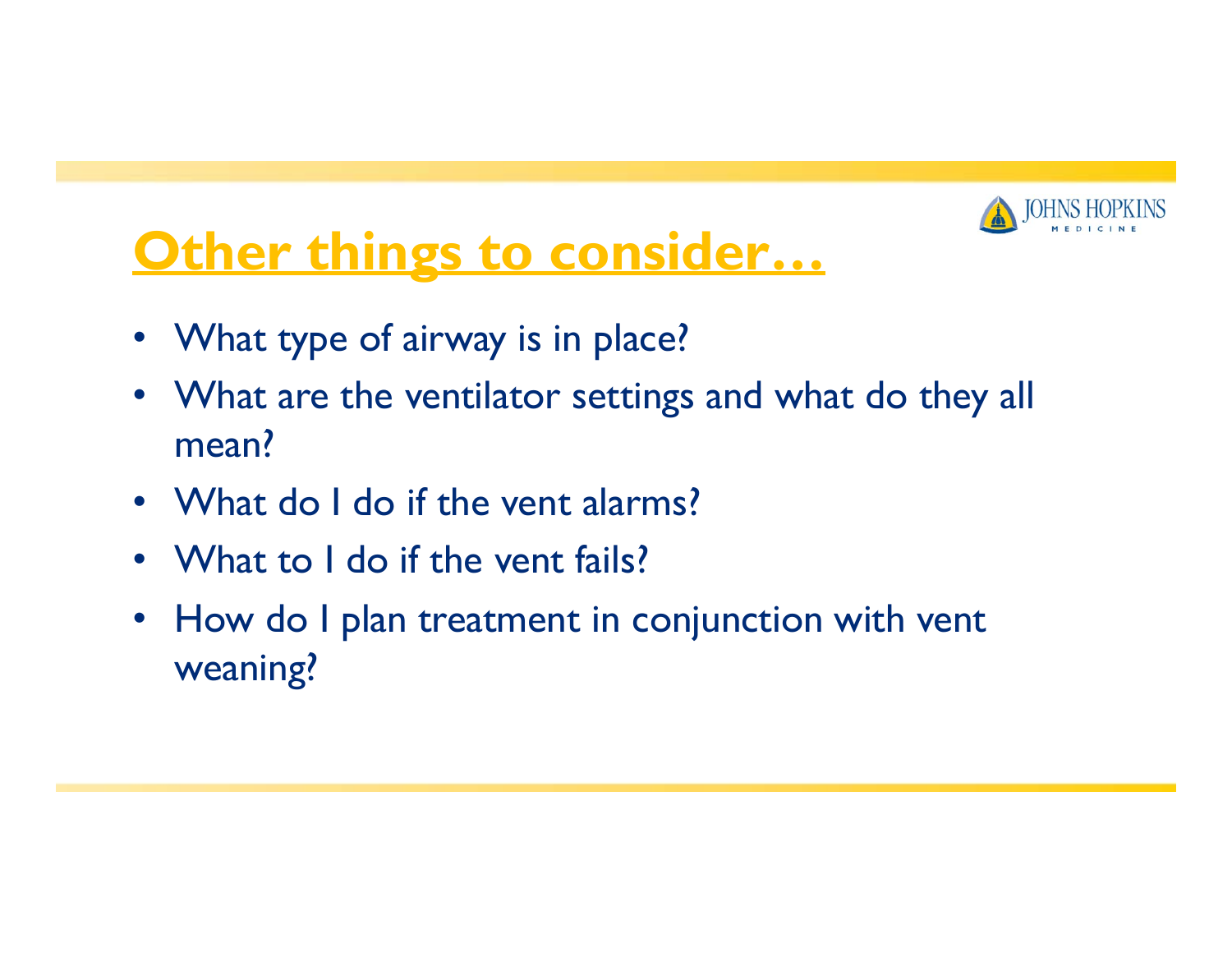# Other things to consider…

- What type of airway is in place?
- What are the ventilator settings and what do they all mean?
- What do I do if the vent alarms?
- What to I do if the vent fails?
- How do I plan treatment in conjunction with vent weaning?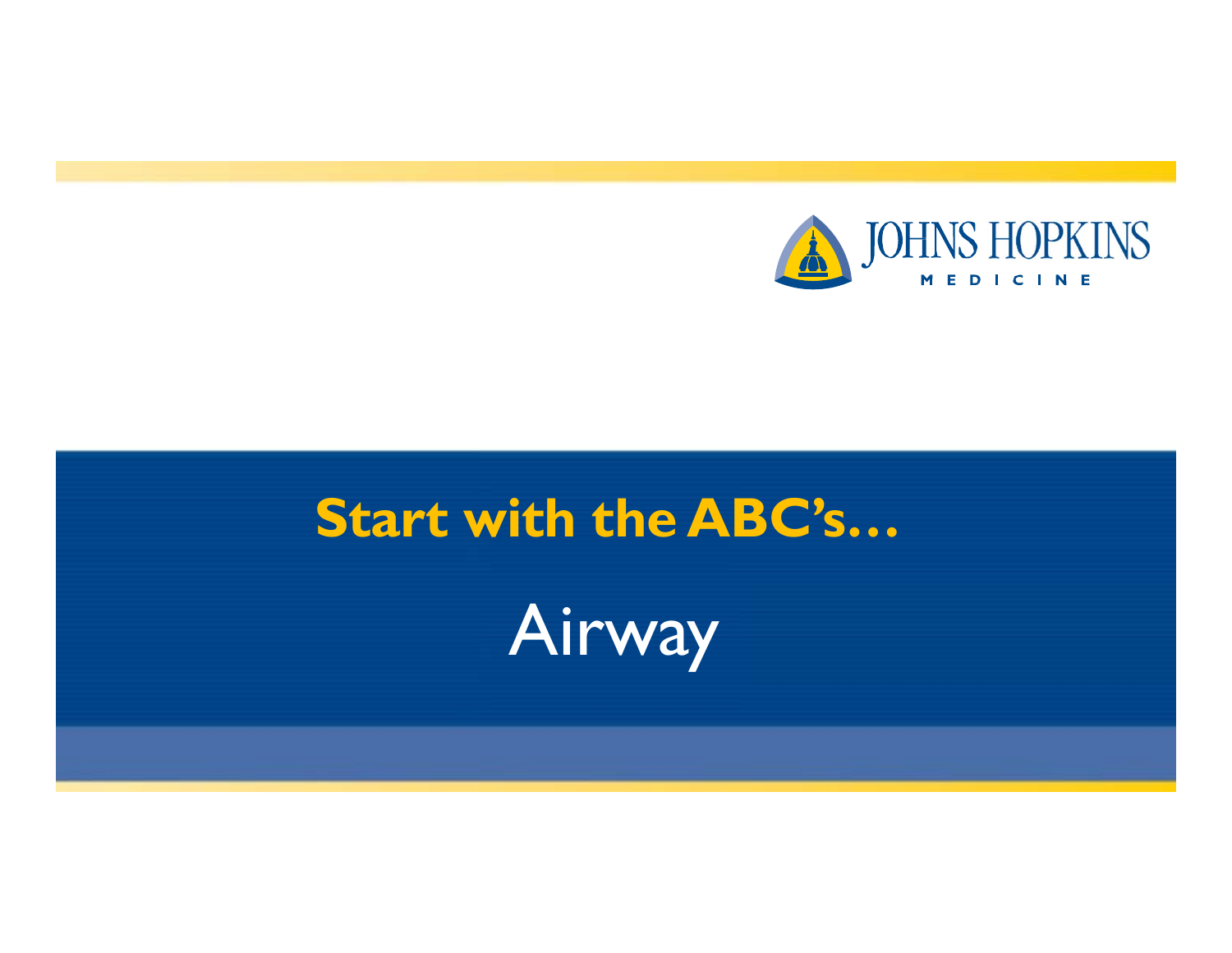# Start with the ABC's…

## Airway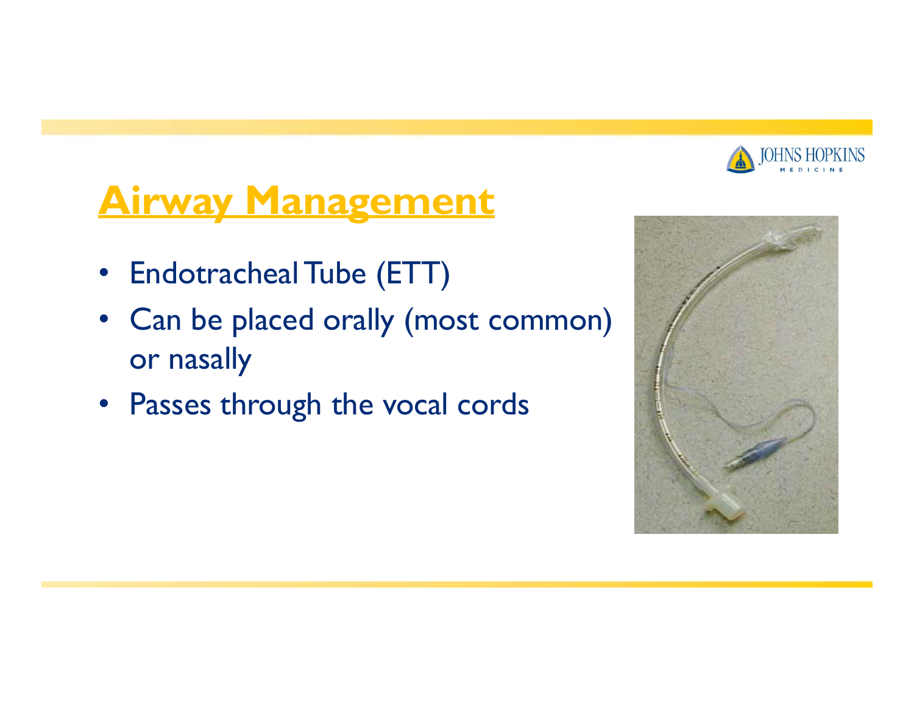# Airway Management

- Endotracheal Tube (ETT)
- Can be placed orally (most common) or nasally
- Passes through the vocal cords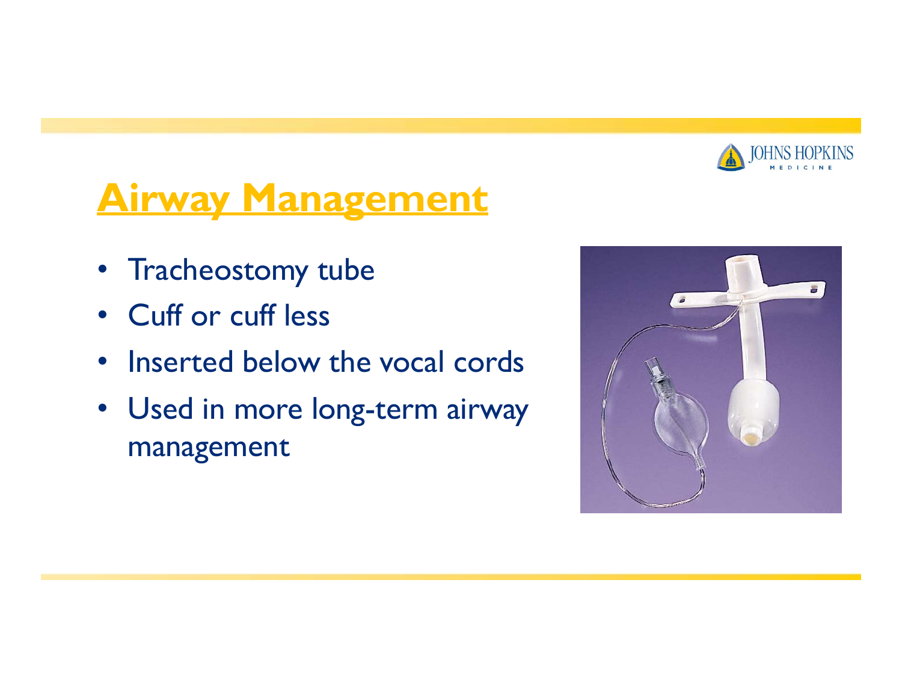# Airway Management

- Tracheostomy tube
- Cuff or cuff less
- Inserted below the vocal cords
- Used in more long-term airway management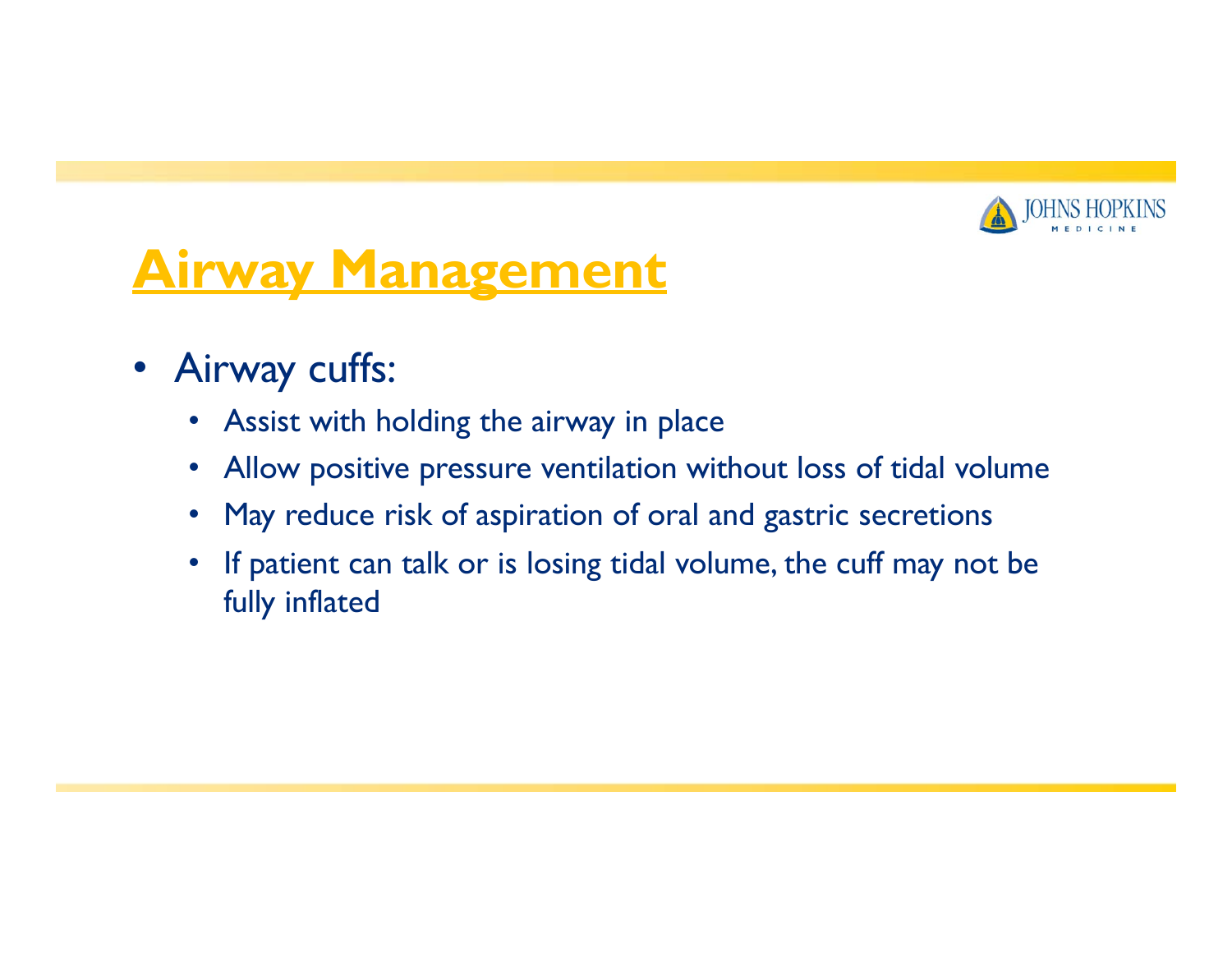# Airway Management

- Airway cuffs:
  - Assist with holding the airway in place
  - Allow positive pressure ventilation without loss of tidal volume
  - May reduce risk of aspiration of oral and gastric secretions
  - If patient can talk or is losing tidal volume, the cuff may not be fully inflated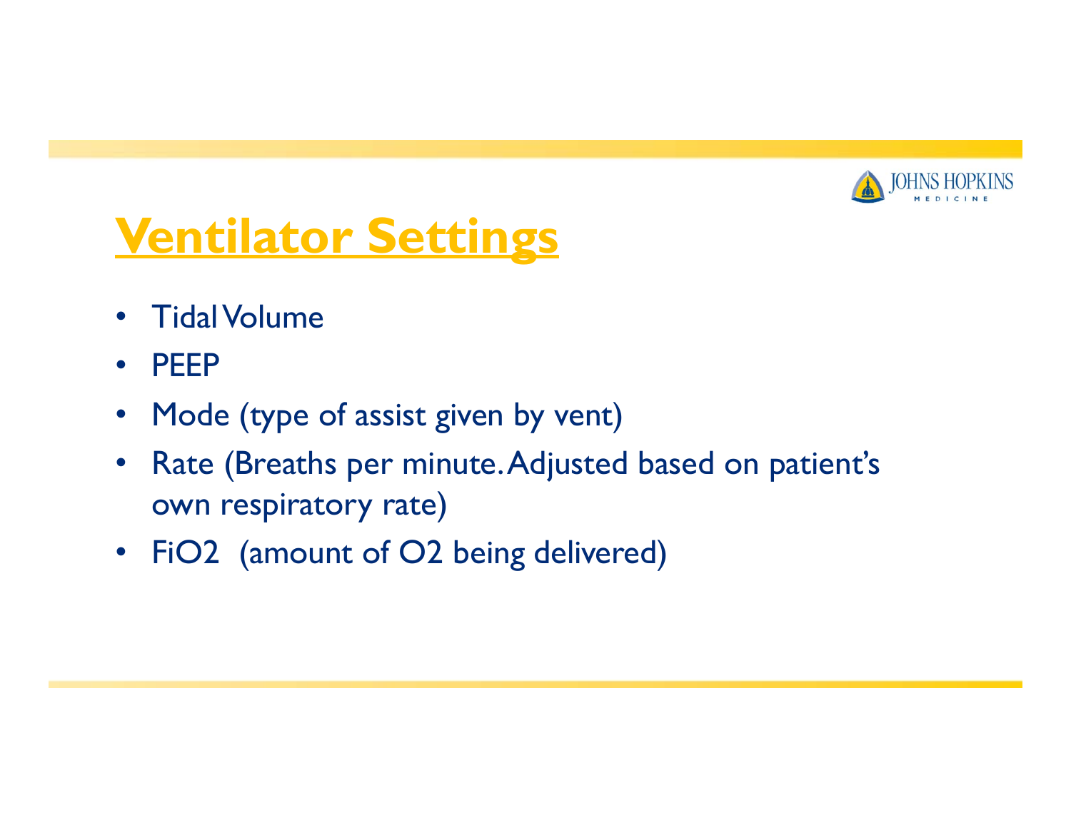# Ventilator Settings

- Tidal Volume
- PEEP
- Mode (type of assist given by vent)
- Rate (Breaths per minute. Adjusted based on patient's own respiratory rate)
- FiO2 (amount of O2 being delivered)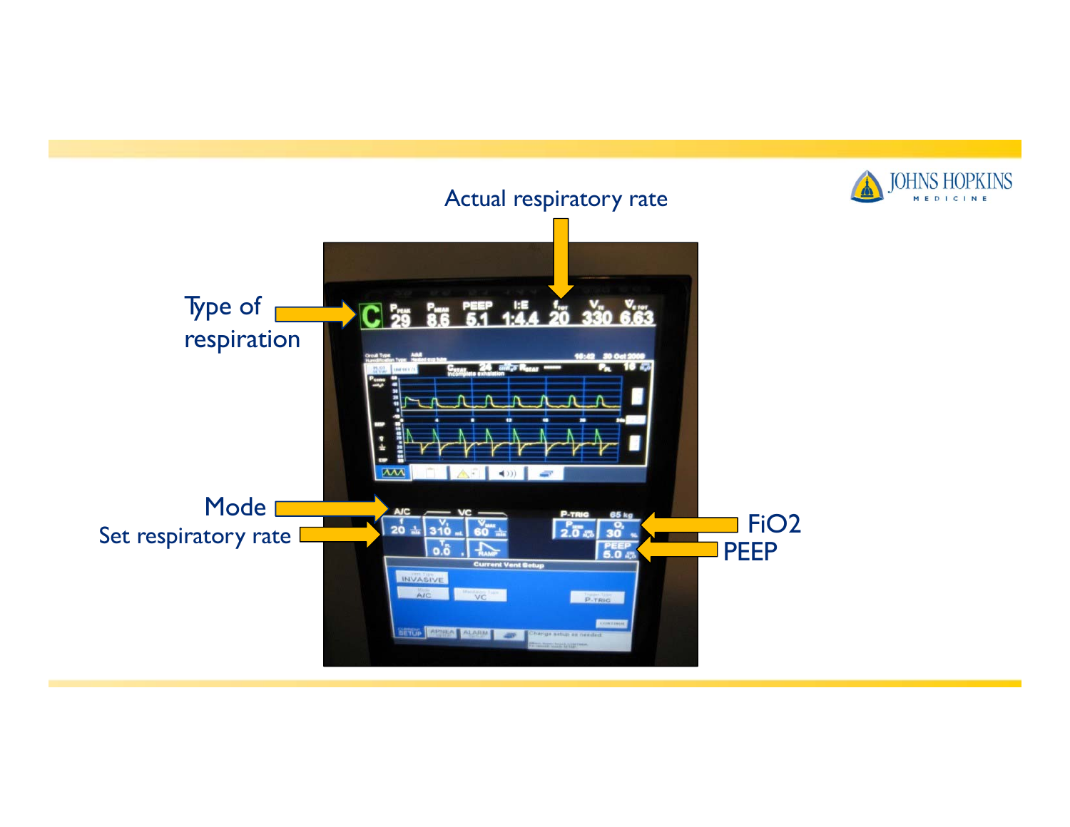Actual respiratory rate

Type of respiration

Mode

Set respiratory rate

FiO2

PEEP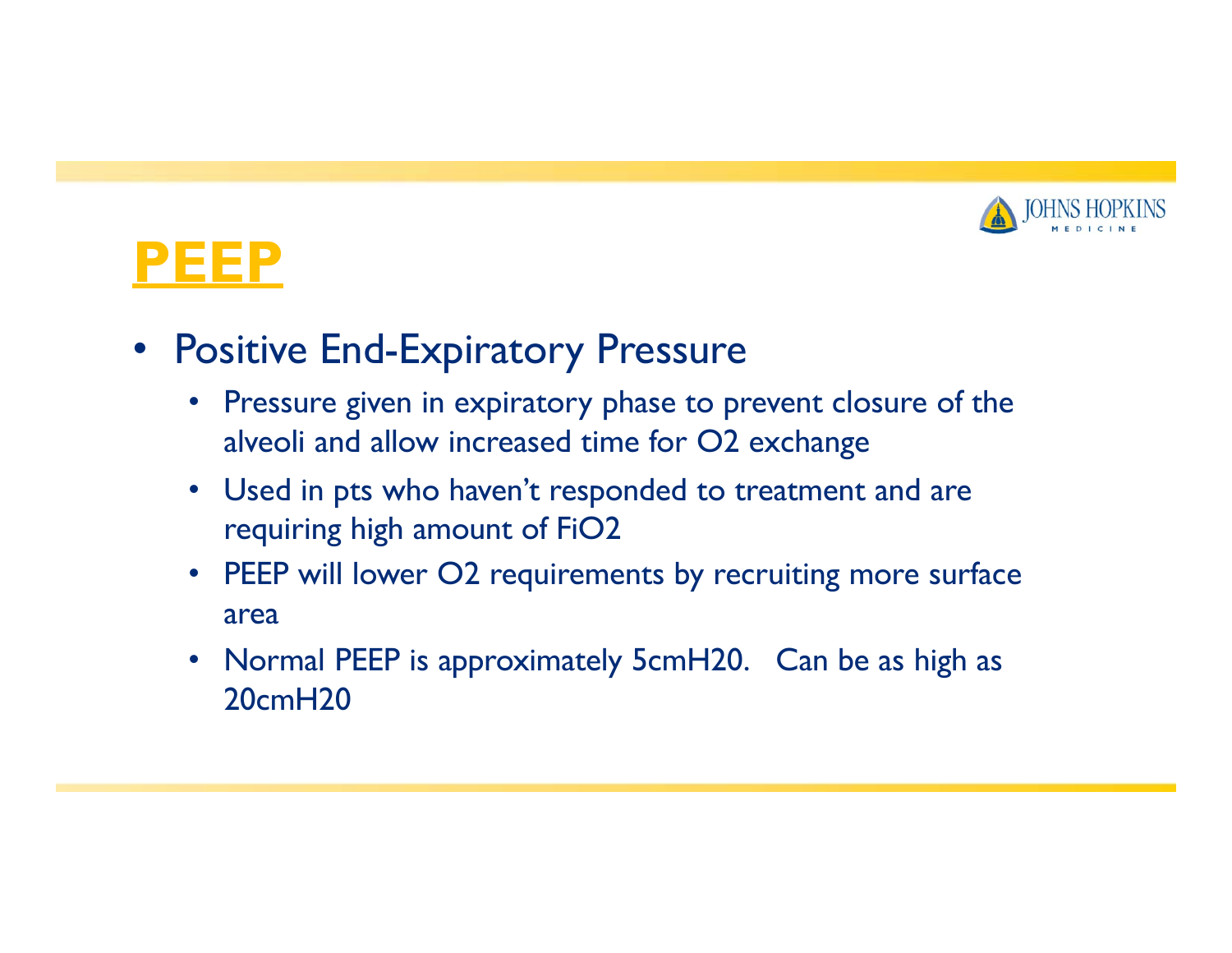# PEEP

- Positive End-Expiratory Pressure
  - Pressure given in expiratory phase to prevent closure of the alveoli and allow increased time for $O_2$ exchange
  - Used in pts who haven't responded to treatment and are requiring high amount of $FiO_2$
  - PEEP will lower $O_2$ requirements by recruiting more surface area
  - Normal PEEP is approximately 5cmH20. Can be as high as 20cmH20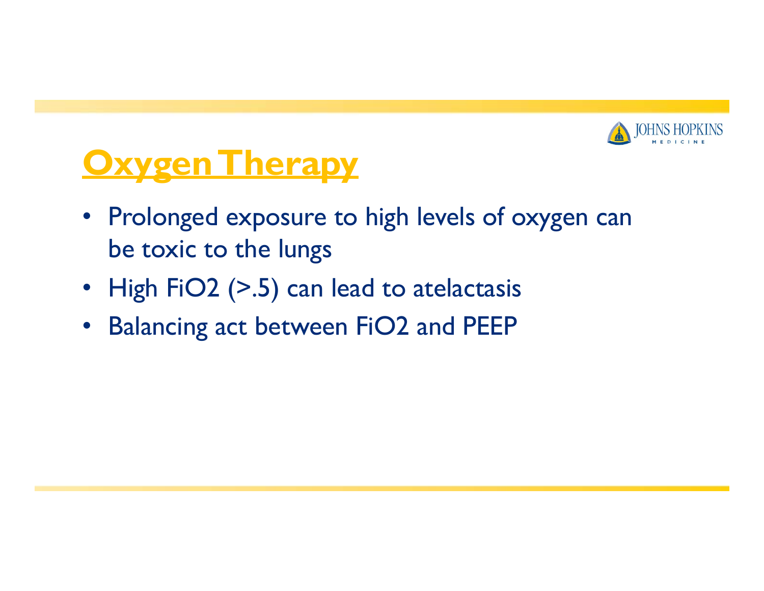# Oxygen Therapy

- Prolonged exposure to high levels of oxygen can be toxic to the lungs
- High FiO2 (>.5) can lead to atelactasis
- Balancing act between FiO2 and PEEP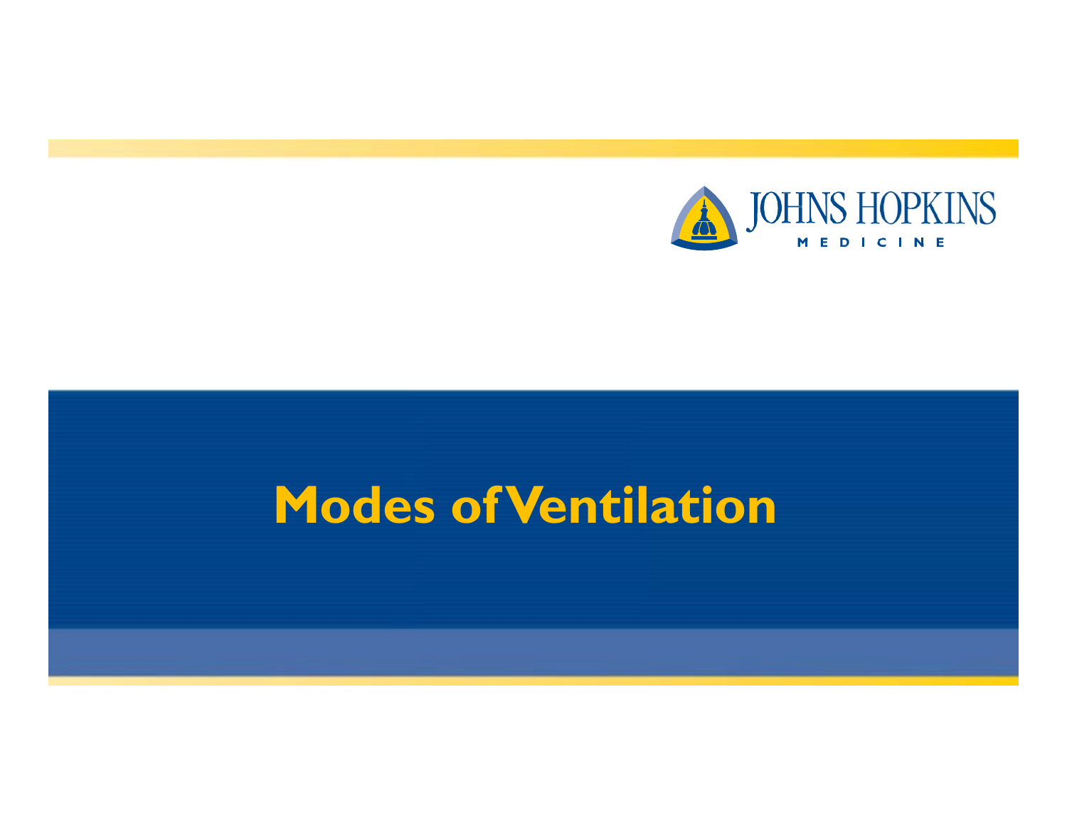# Modes of Ventilation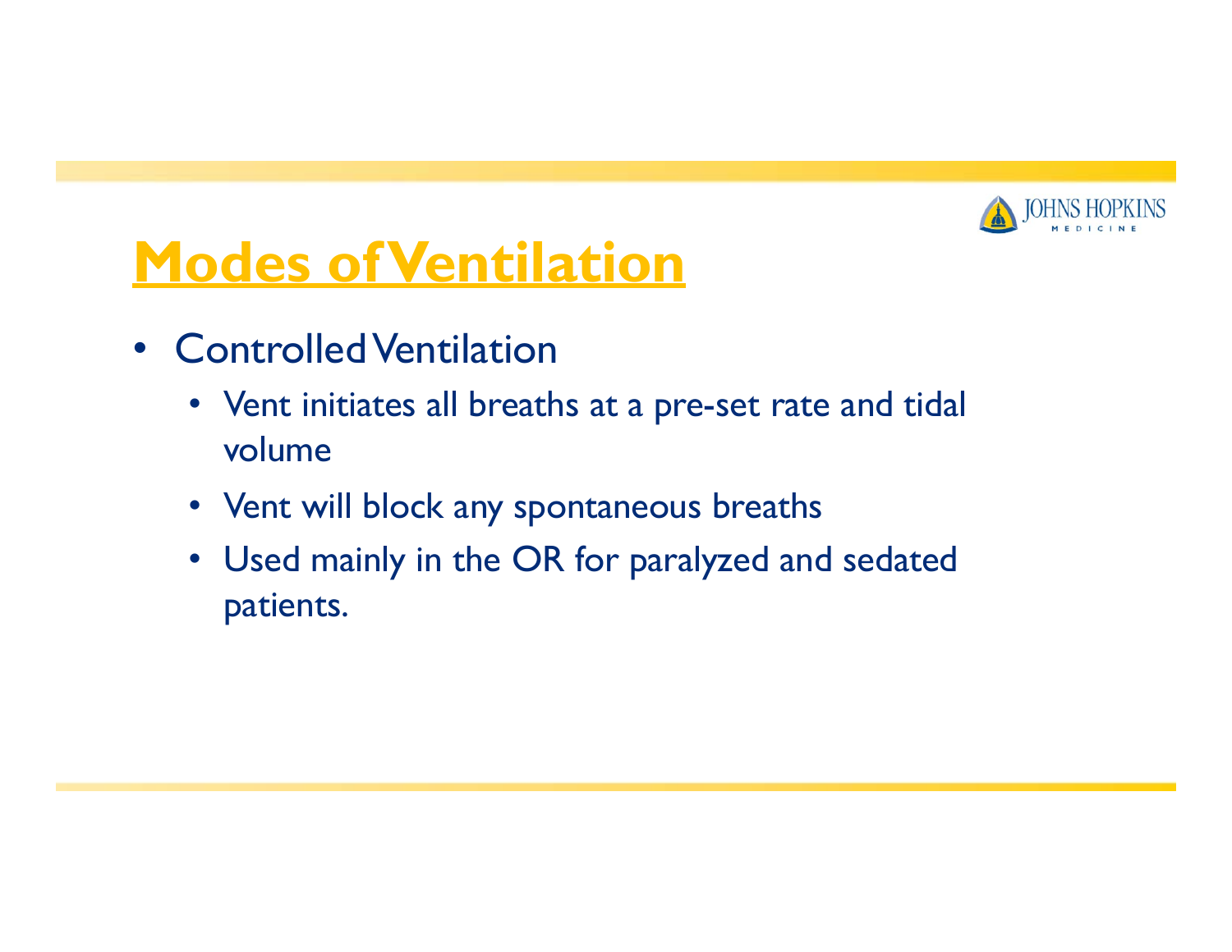# Modes of Ventilation

- Controlled Ventilation
  - Vent initiates all breaths at a pre-set rate and tidal volume
  - Vent will block any spontaneous breaths
  - Used mainly in the OR for paralyzed and sedated patients.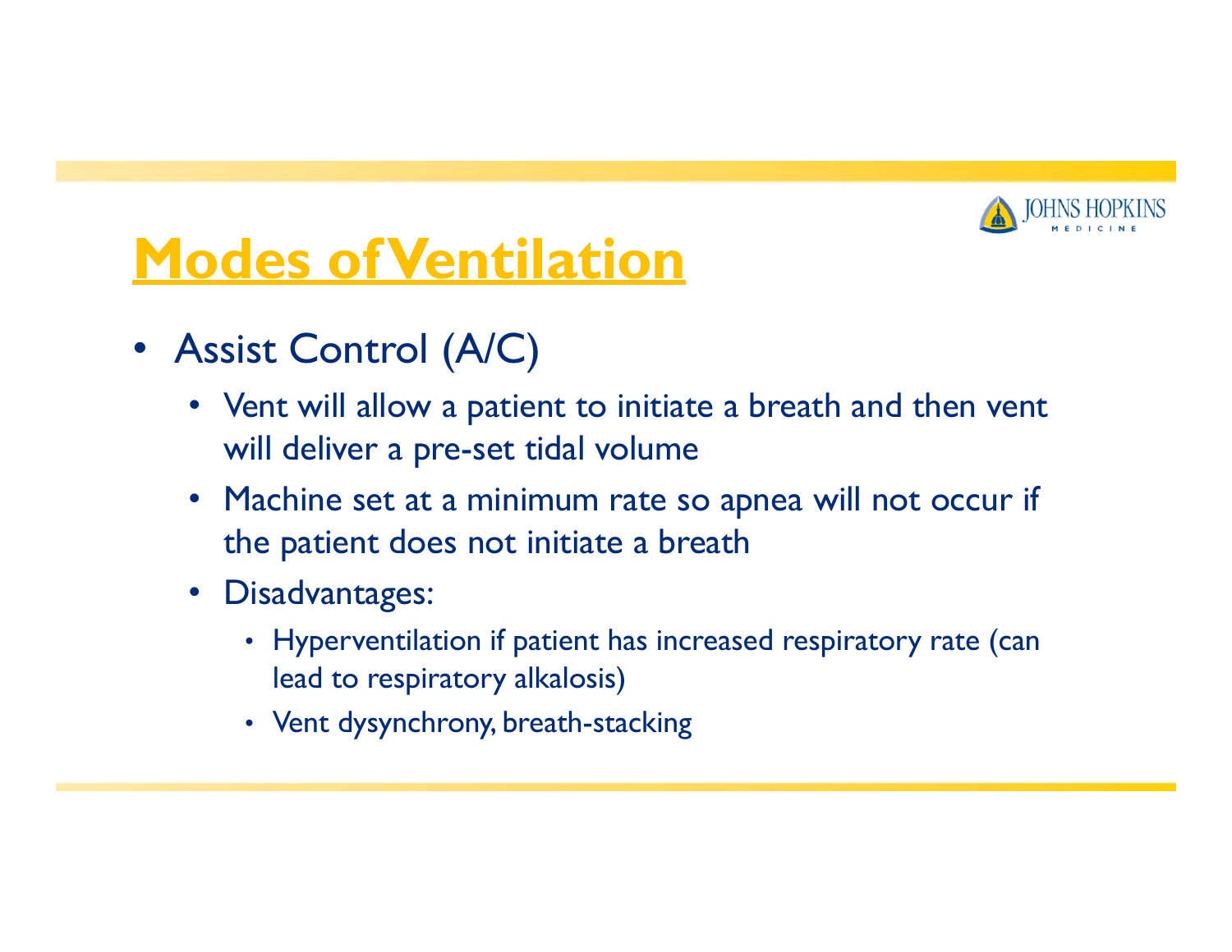# Modes of Ventilation

- Assist Control (A/C)
  - Vent will allow a patient to initiate a breath and then vent will deliver a pre-set tidal volume
  - Machine set at a minimum rate so apnea will not occur if the patient does not initiate a breath
  - Disadvantages:
    - Hyperventilation if patient has increased respiratory rate (can lead to respiratory alkalosis)
    - Vent dysynchrony, breath-stacking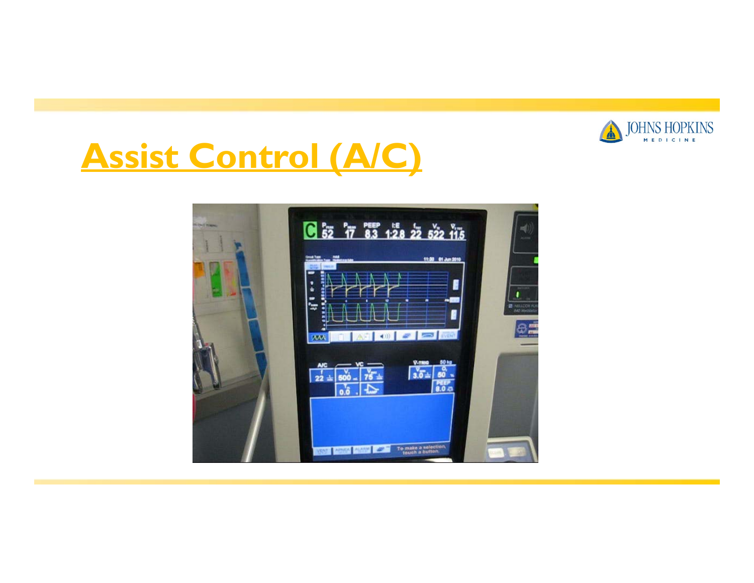# Assist Control (A/C)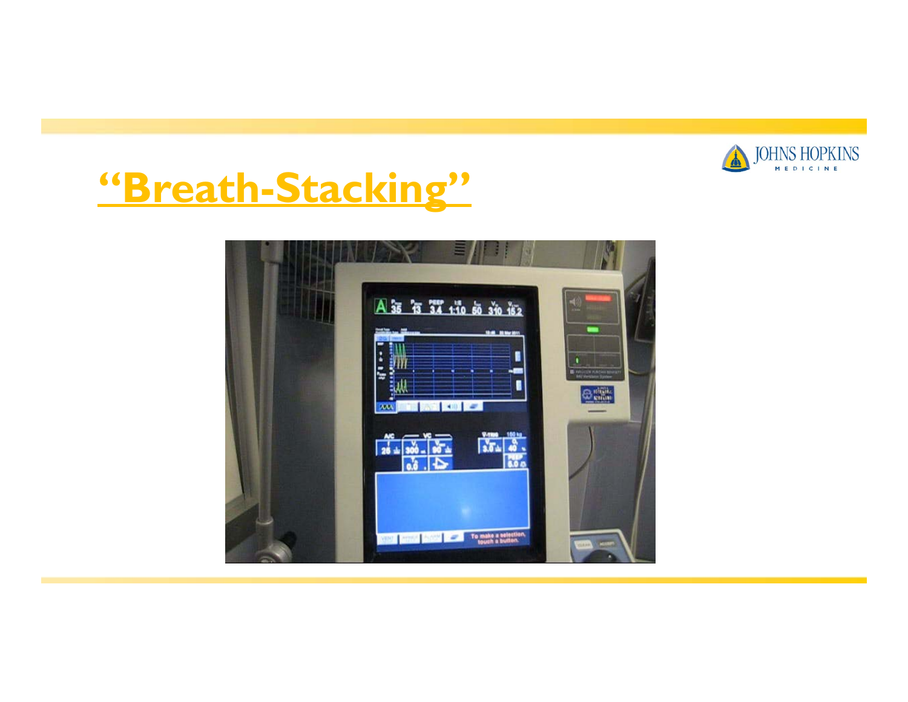# "Breath-Stacking"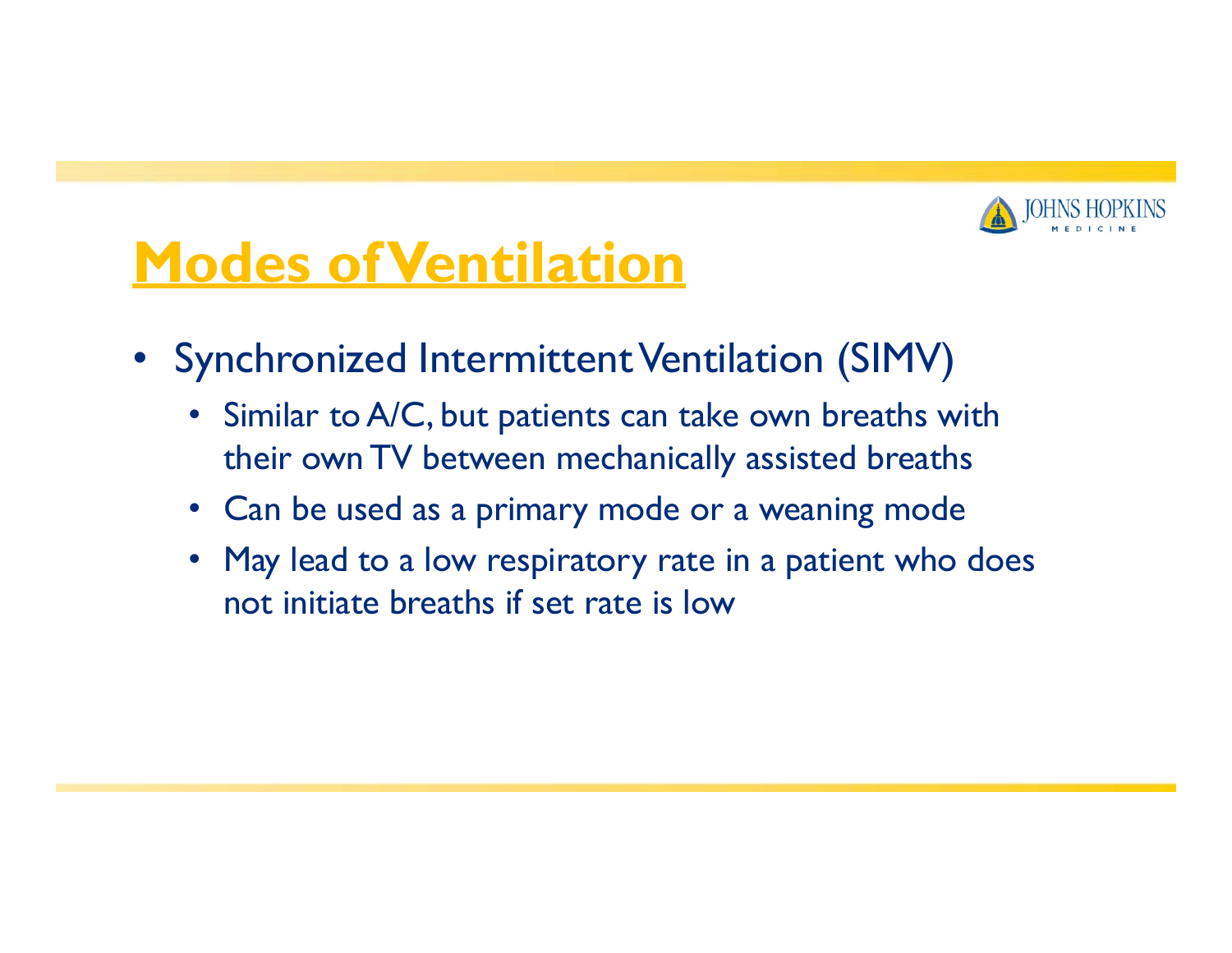# Modes of Ventilation

- Synchronized Intermittent Ventilation (SIMV)
  - Similar to A/C, but patients can take own breaths with their own TV between mechanically assisted breaths
  - Can be used as a primary mode or a weaning mode
  - May lead to a low respiratory rate in a patient who does not initiate breaths if set rate is low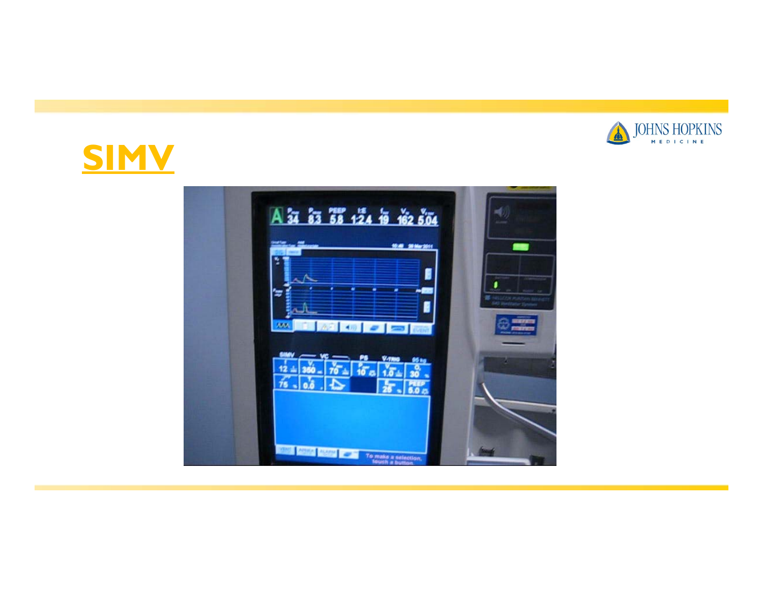# SIMV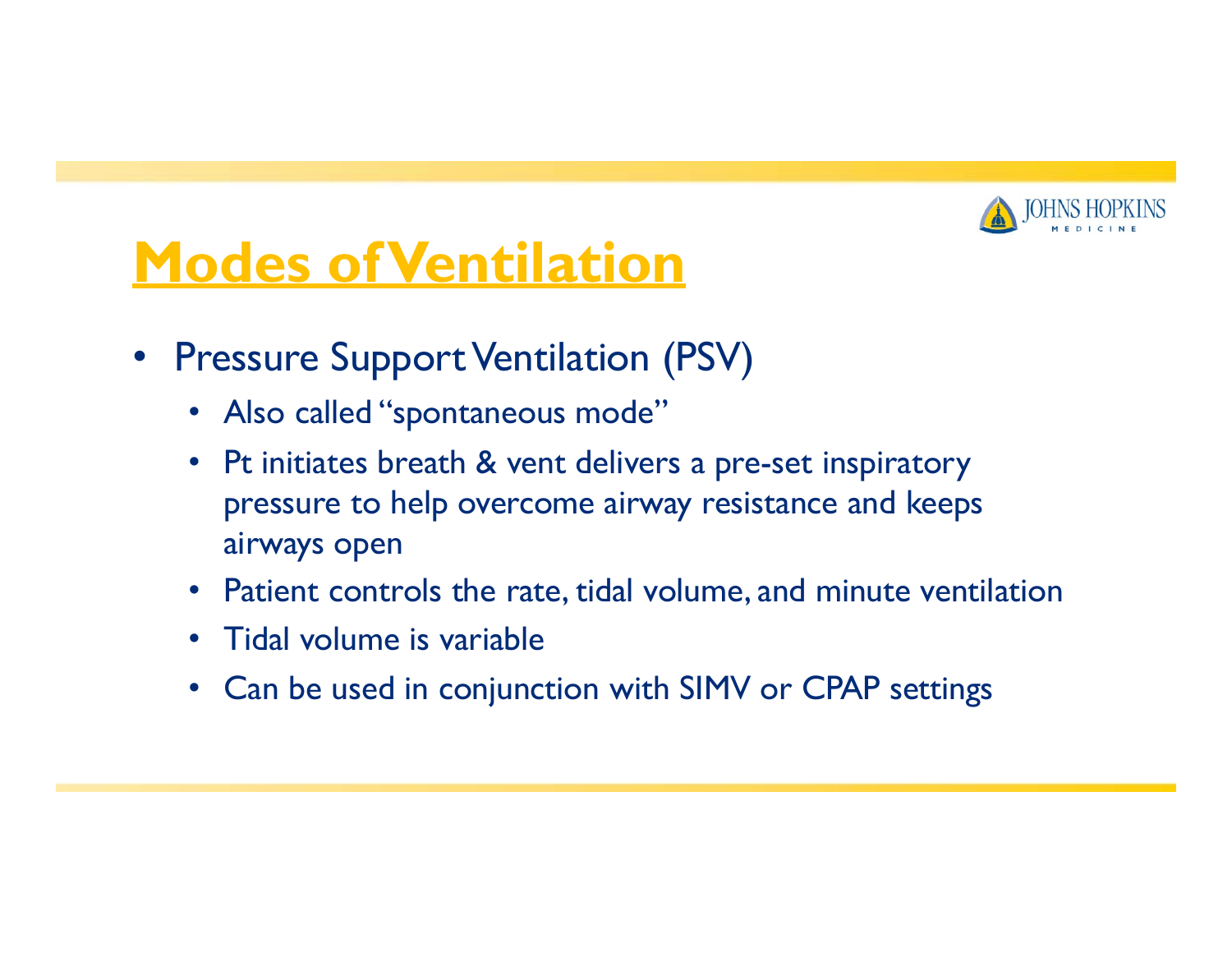# Modes of Ventilation

- Pressure Support Ventilation (PSV)
  - Also called "spontaneous mode"
  - Pt initiates breath & vent delivers a pre-set inspiratory pressure to help overcome airway resistance and keeps airways open
  - Patient controls the rate, tidal volume, and minute ventilation
  - Tidal volume is variable
  - Can be used in conjunction with SIMV or CPAP settings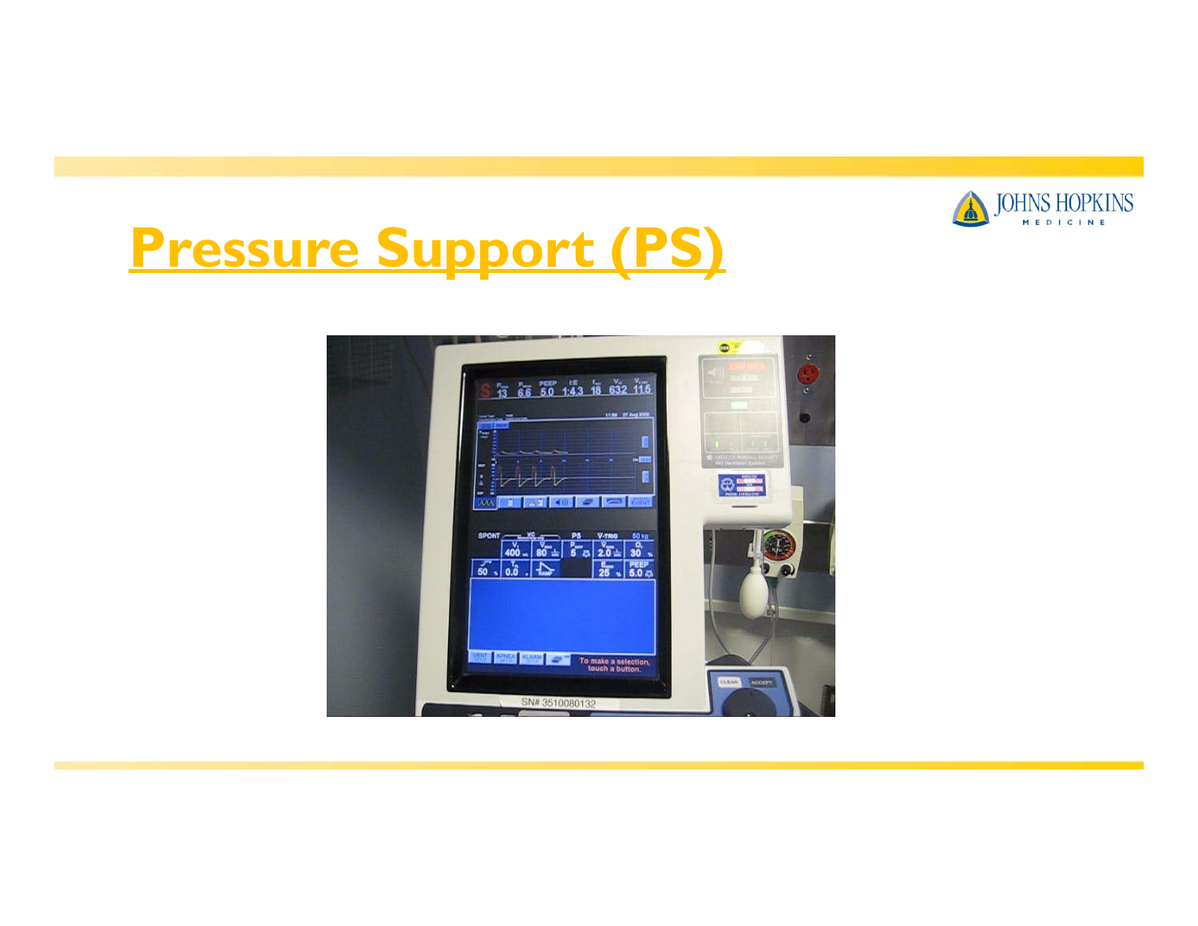# Pressure Support (PS)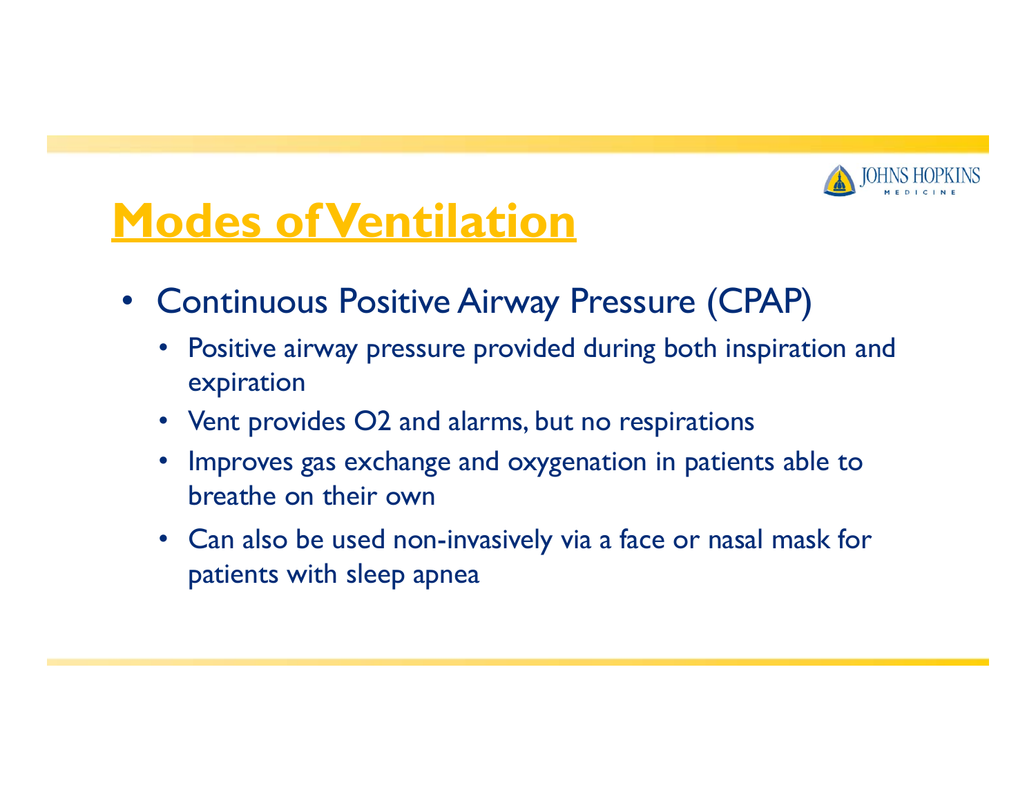# Modes of Ventilation

- Continuous Positive Airway Pressure (CPAP)
  - Positive airway pressure provided during both inspiration and expiration
  - Vent provides O2 and alarms, but no respirations
  - Improves gas exchange and oxygenation in patients able to breathe on their own
  - Can also be used non-invasively via a face or nasal mask for patients with sleep apnea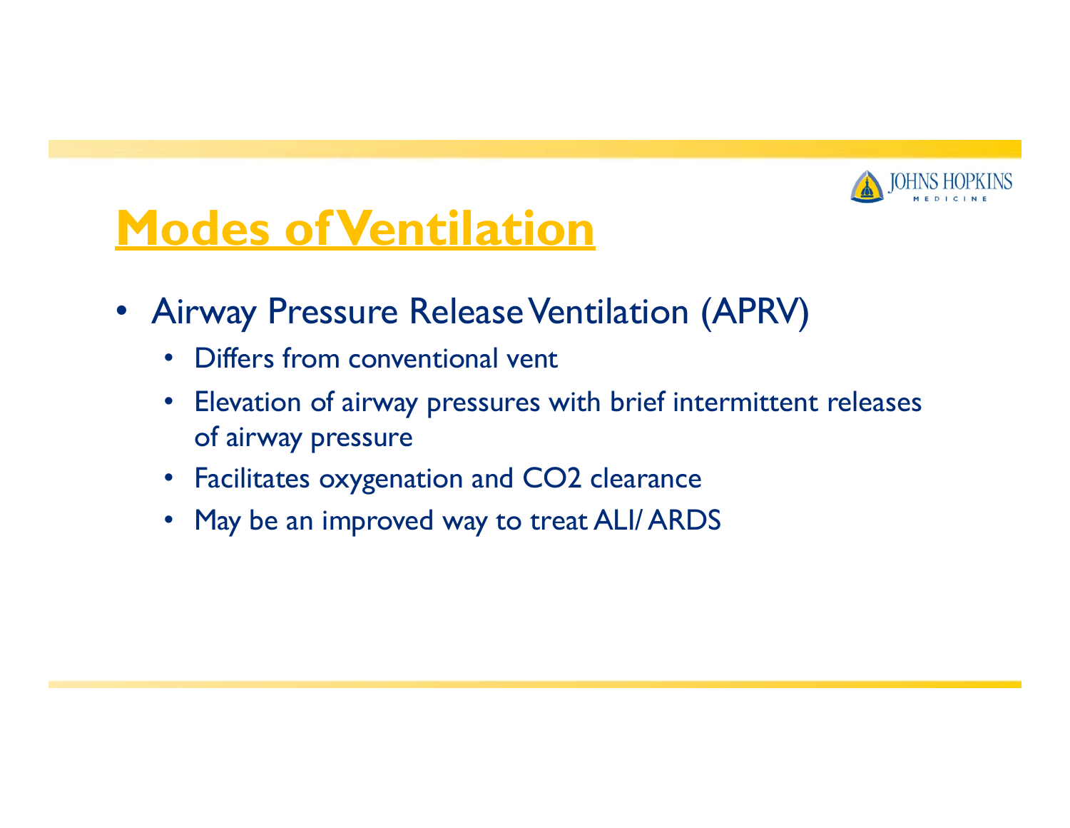# Modes of Ventilation

- Airway Pressure Release Ventilation (APRV)
  - Differs from conventional vent
  - Elevation of airway pressures with brief intermittent releases of airway pressure
  - Facilitates oxygenation and $CO_2$ clearance
  - May be an improved way to treat ALI/ ARDS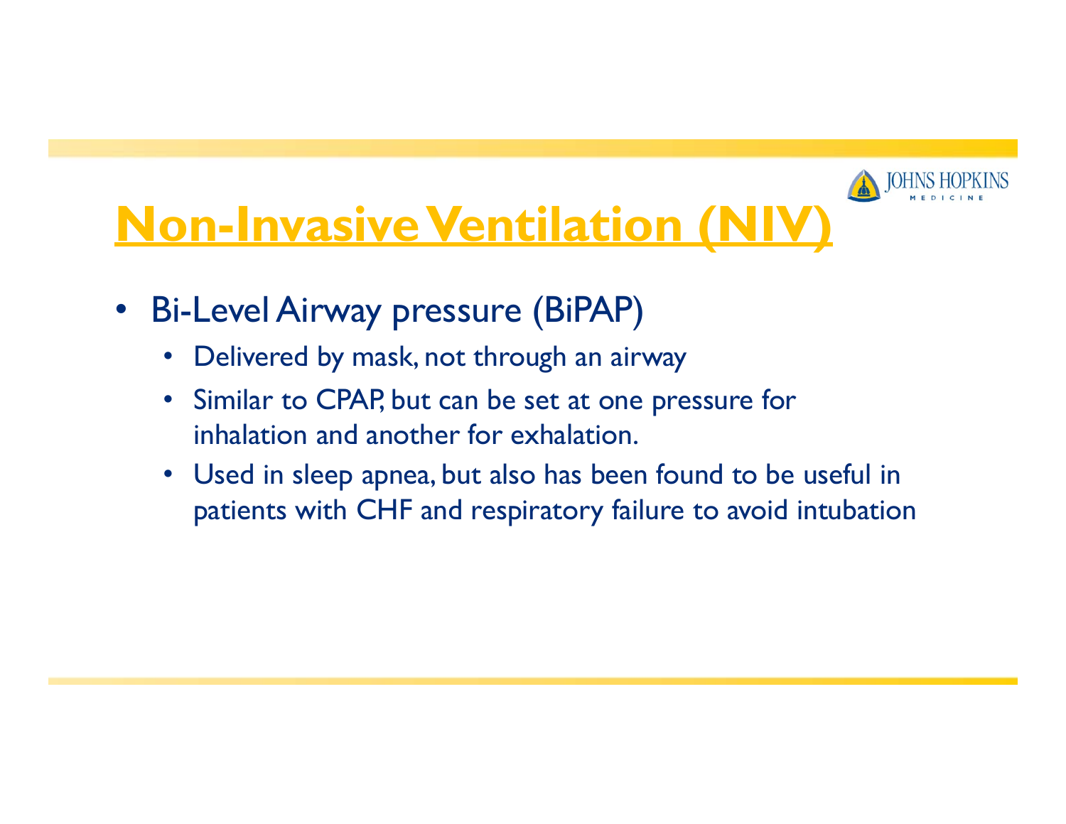# Non-Invasive Ventilation (NIV)

- Bi-Level Airway pressure (BiPAP)
  - Delivered by mask, not through an airway
  - Similar to CPAP, but can be set at one pressure for inhalation and another for exhalation.
  - Used in sleep apnea, but also has been found to be useful in patients with CHF and respiratory failure to avoid intubation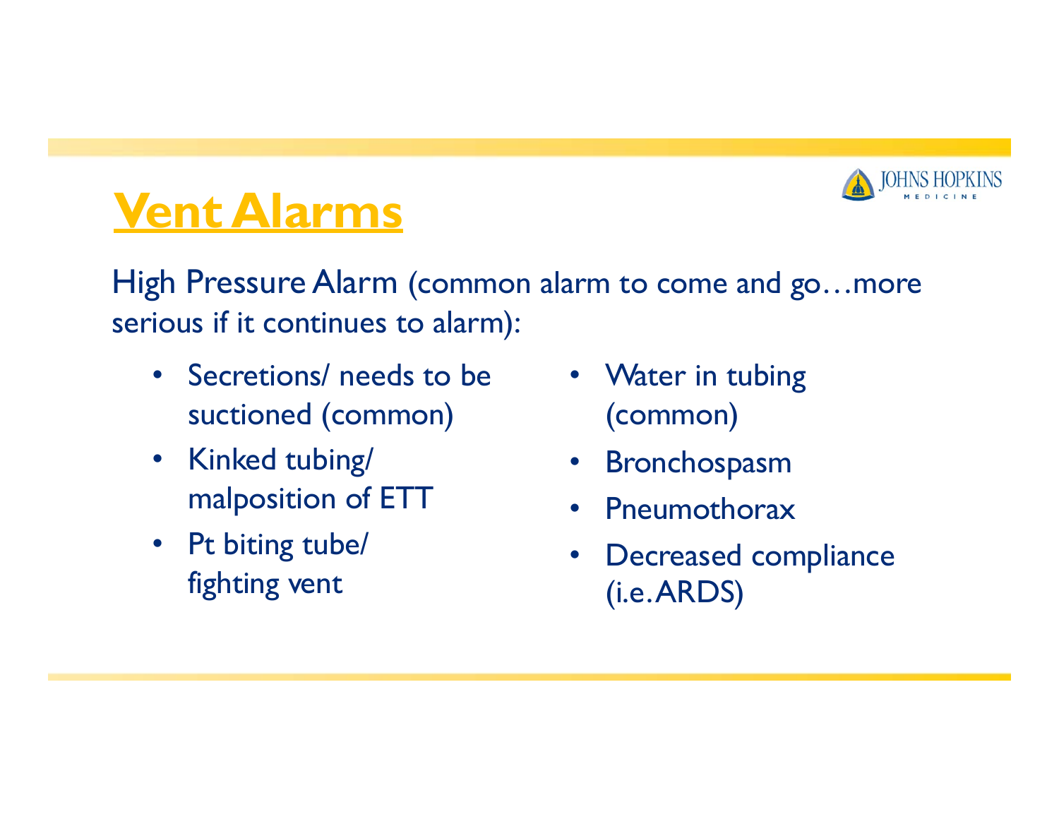# Vent Alarms

High Pressure Alarm (common alarm to come and go…more serious if it continues to alarm):

- Secretions/ needs to be suctioned (common)
- Kinked tubing/ malposition of ETT
- Pt biting tube/ fighting vent
- Water in tubing (common)
- Bronchospasm
- Pneumothorax
- Decreased compliance (i.e. ARDS)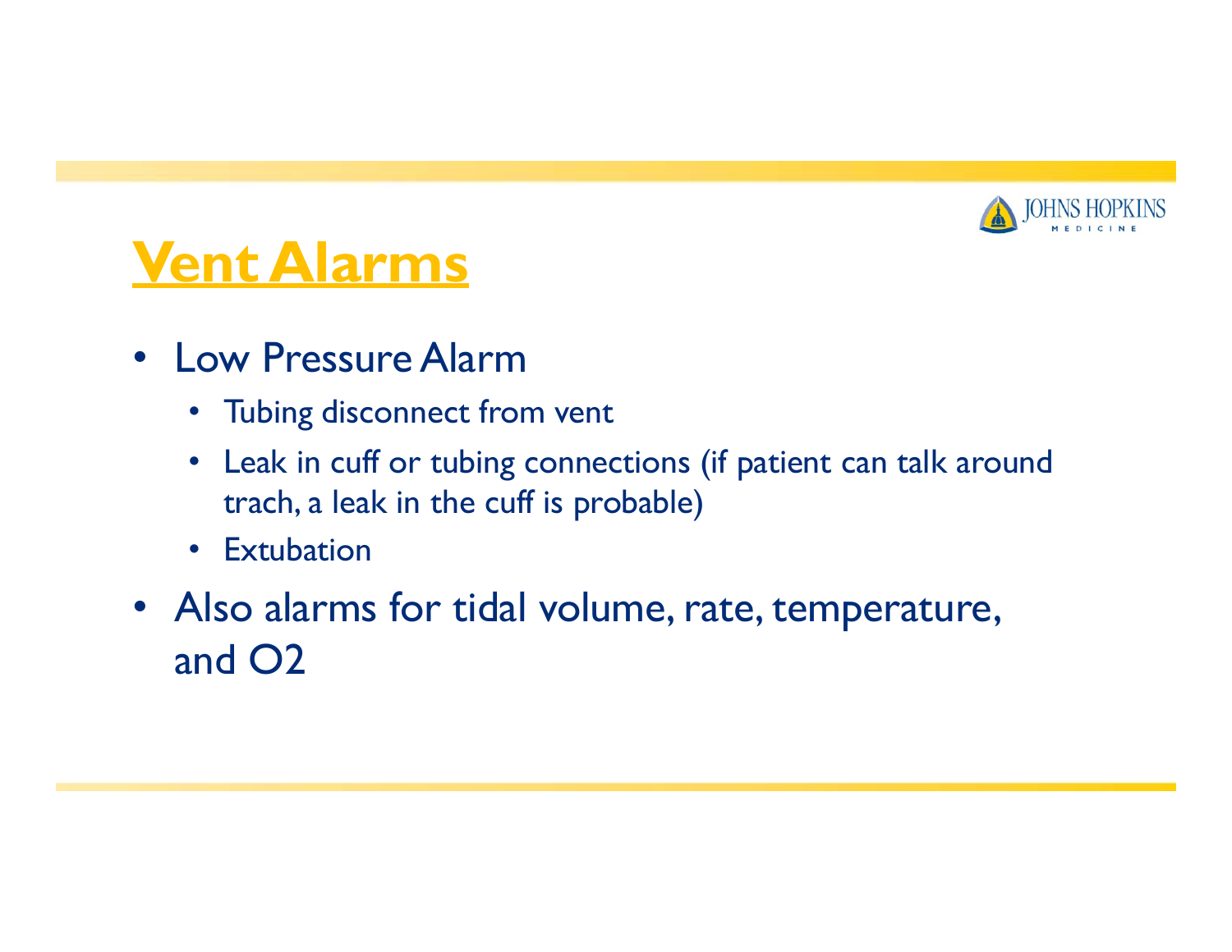# Vent Alarms

- Low Pressure Alarm
  - Tubing disconnect from vent
  - Leak in cuff or tubing connections (if patient can talk around trach, a leak in the cuff is probable)
  - Extubation
- Also alarms for tidal volume, rate, temperature, and $O_2$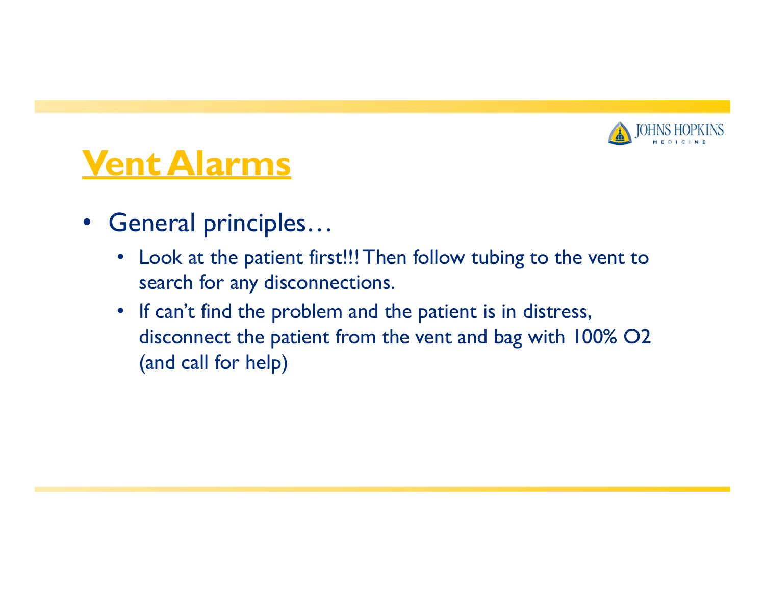# Vent Alarms

- General principles…
  - Look at the patient first!!! Then follow tubing to the vent to search for any disconnections.
  - If can't find the problem and the patient is in distress, disconnect the patient from the vent and bag with 100% O2 (and call for help)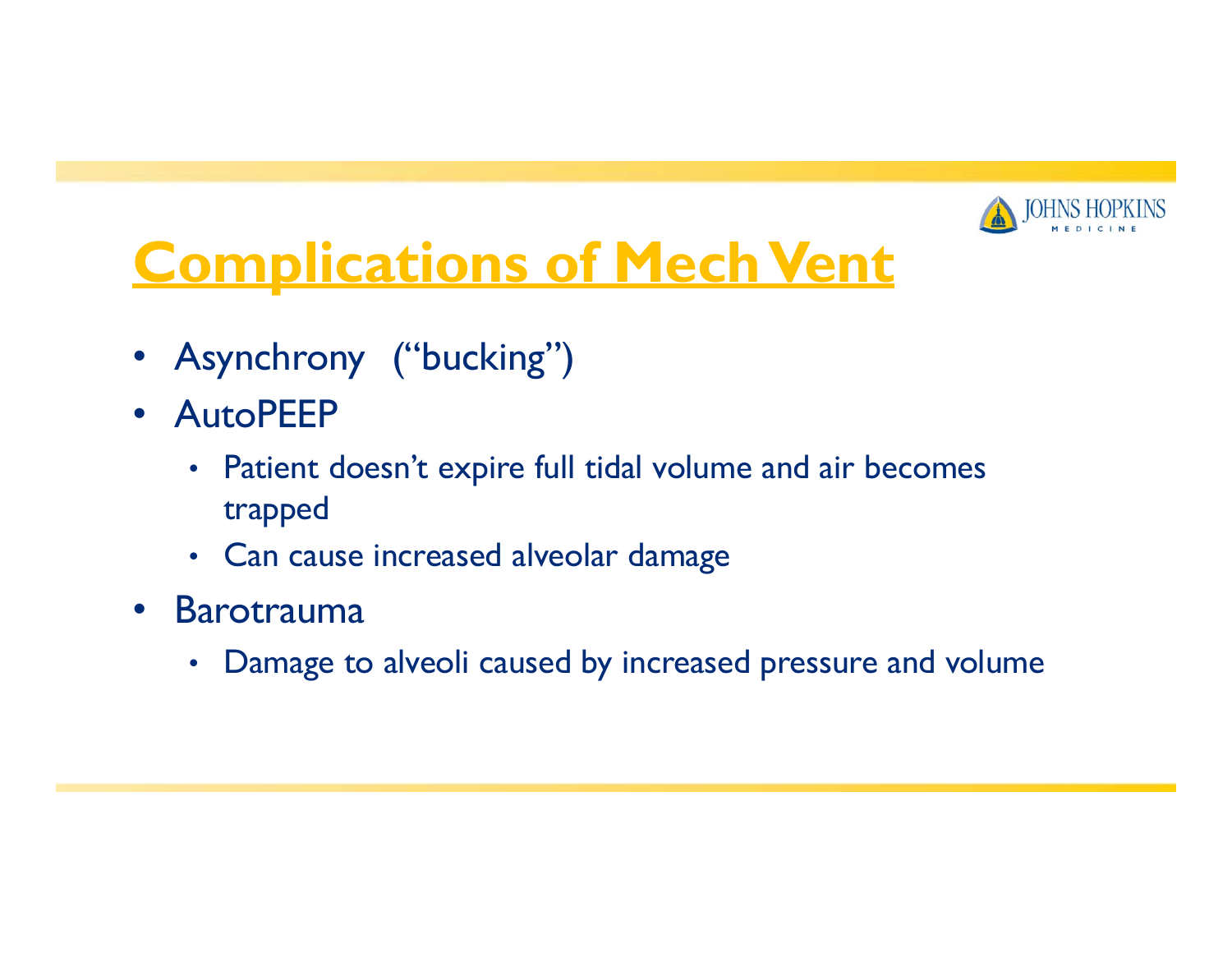# Complications of Mech Vent

- Asynchrony ("bucking")
- AutoPEEP
  - Patient doesn't expire full tidal volume and air becomes trapped
  - Can cause increased alveolar damage
- Barotrauma
  - Damage to alveoli caused by increased pressure and volume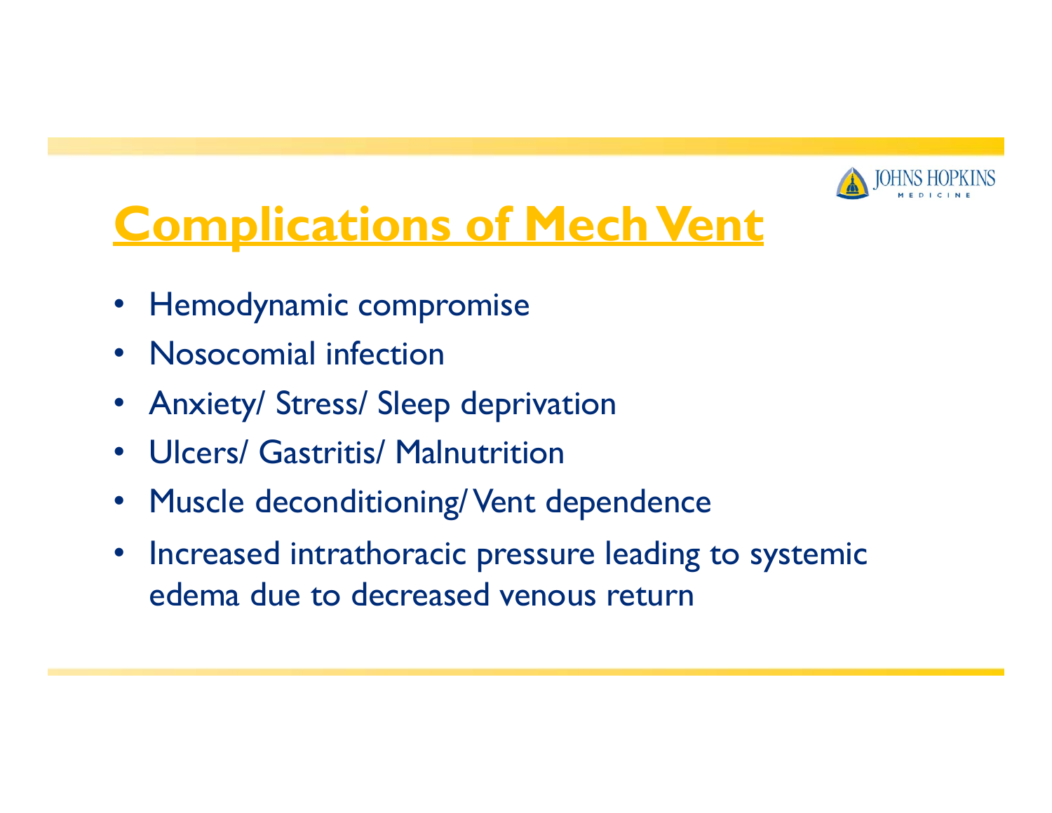# Complications of Mech Vent

- Hemodynamic compromise
- Nosocomial infection
- Anxiety/ Stress/ Sleep deprivation
- Ulcers/ Gastritis/ Malnutrition
- Muscle deconditioning/ Vent dependence
- Increased intrathoracic pressure leading to systemic edema due to decreased venous return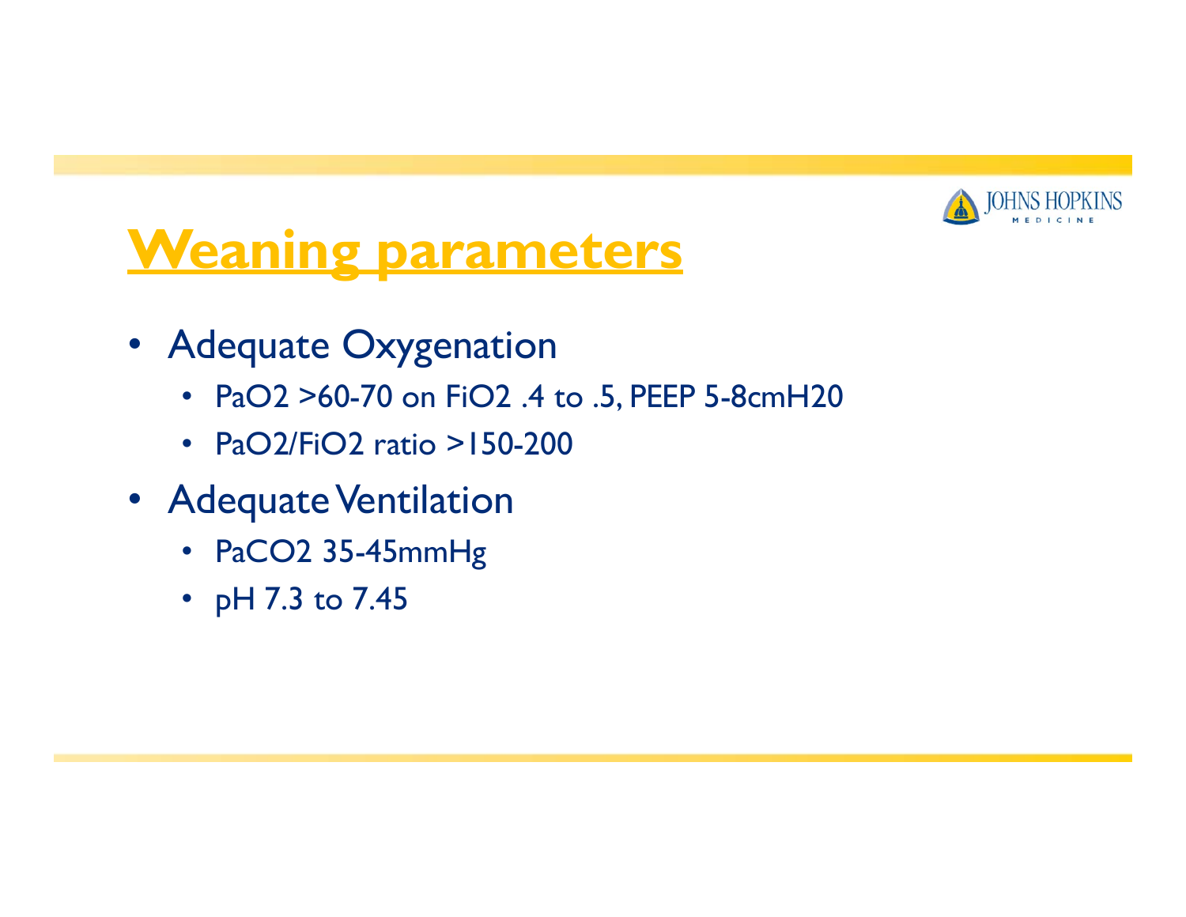# Weaning parameters

- Adequate Oxygenation
  - $PaO_2$ >60-70 on $FiO_2$ .4 to .5, PEEP 5-8cm$H_2O$
  - $PaO_2/FiO_2$ ratio >150-200
- Adequate Ventilation
  - $PaCO_2$ 35-45mmHg
  - pH 7.3 to 7.45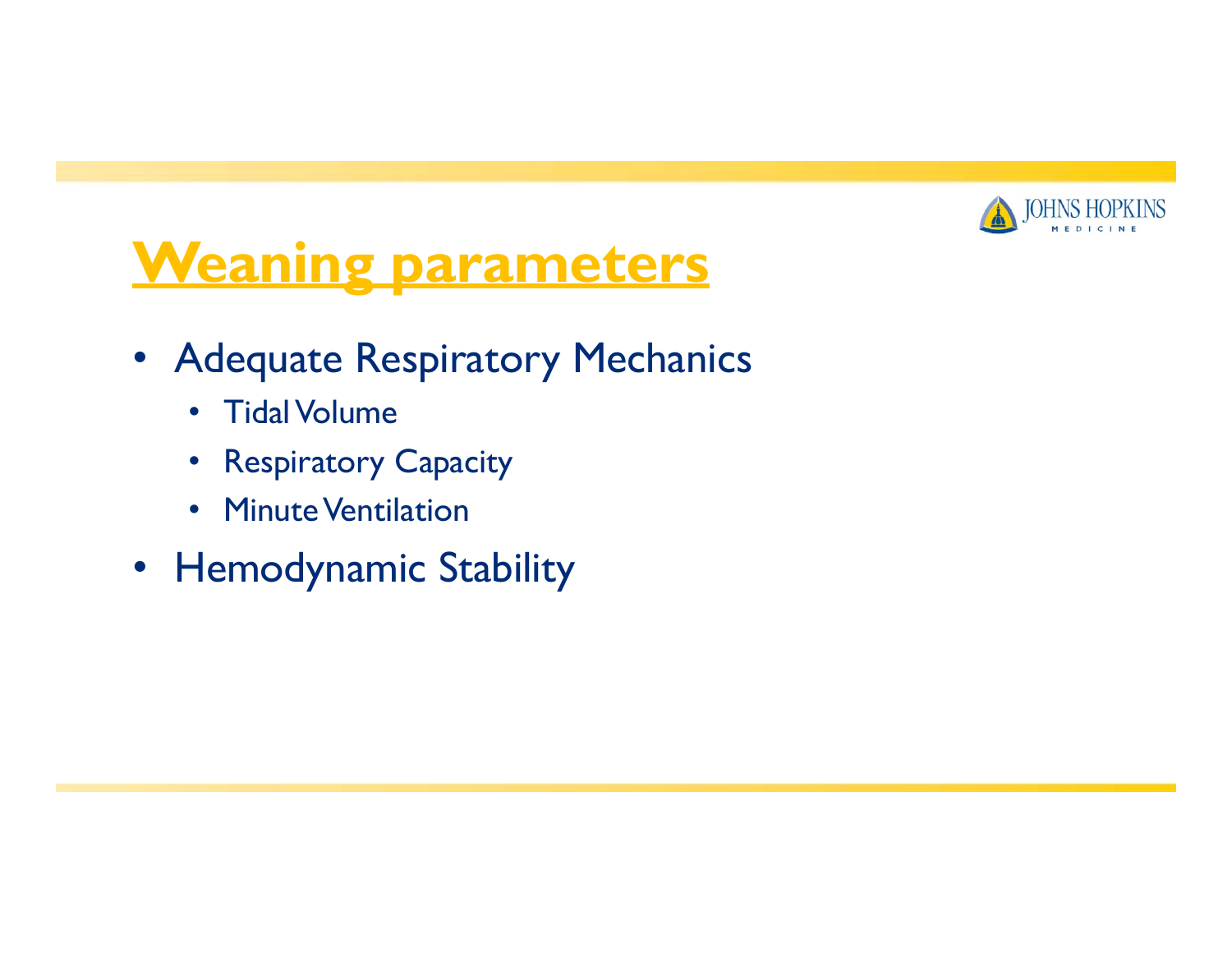# Weaning parameters

- Adequate Respiratory Mechanics
  - Tidal Volume
  - Respiratory Capacity
  - Minute Ventilation
- Hemodynamic Stability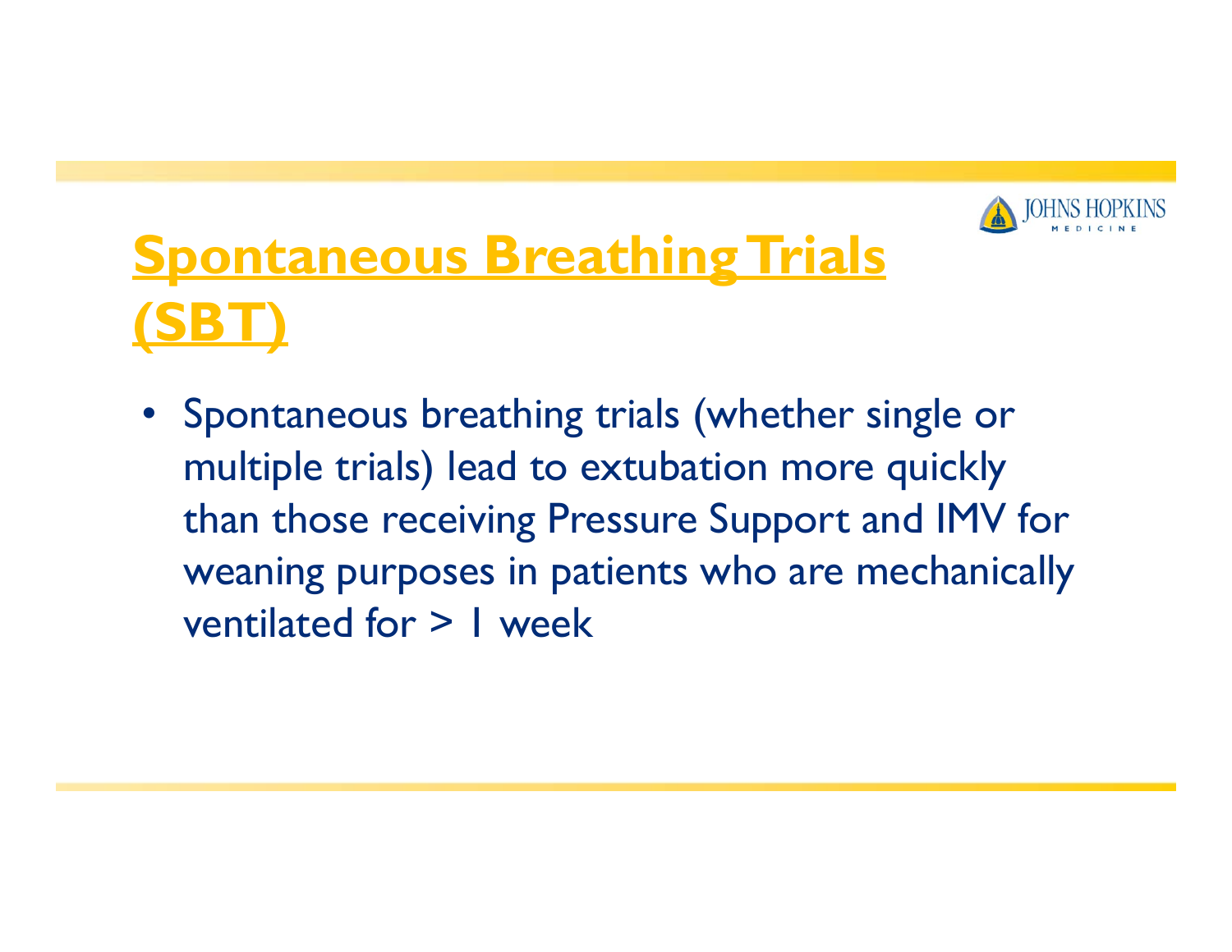# Spontaneous Breathing Trials (SBT)

- Spontaneous breathing trials (whether single or multiple trials) lead to extubation more quickly than those receiving Pressure Support and IMV for weaning purposes in patients who are mechanically ventilated for > 1 week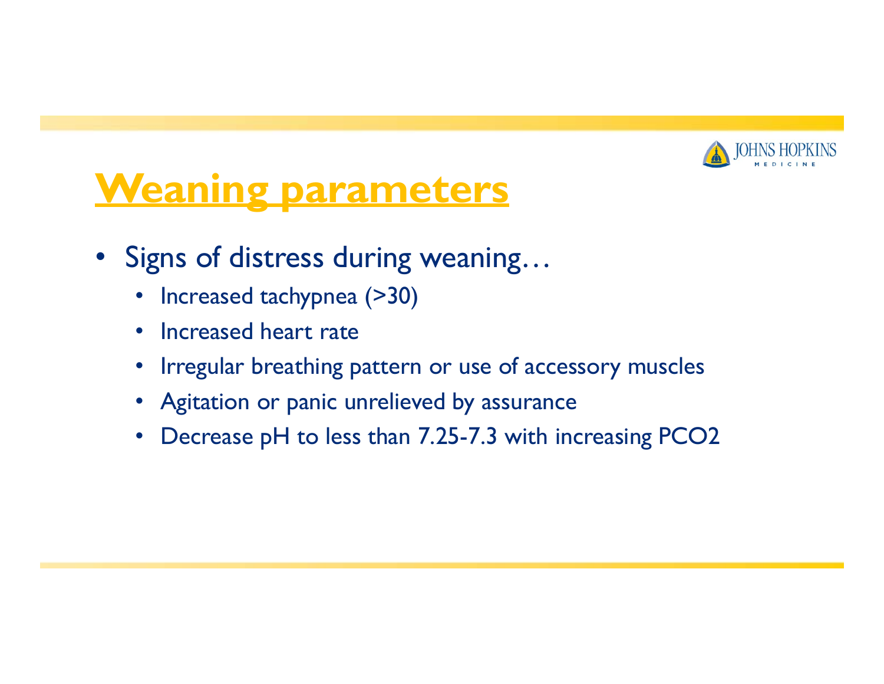# Weaning parameters

- Signs of distress during weaning…
  - Increased tachypnea (>30)
  - Increased heart rate
  - Irregular breathing pattern or use of accessory muscles
  - Agitation or panic unrelieved by assurance
  - Decrease pH to less than 7.25-7.3 with increasing $PCO_2$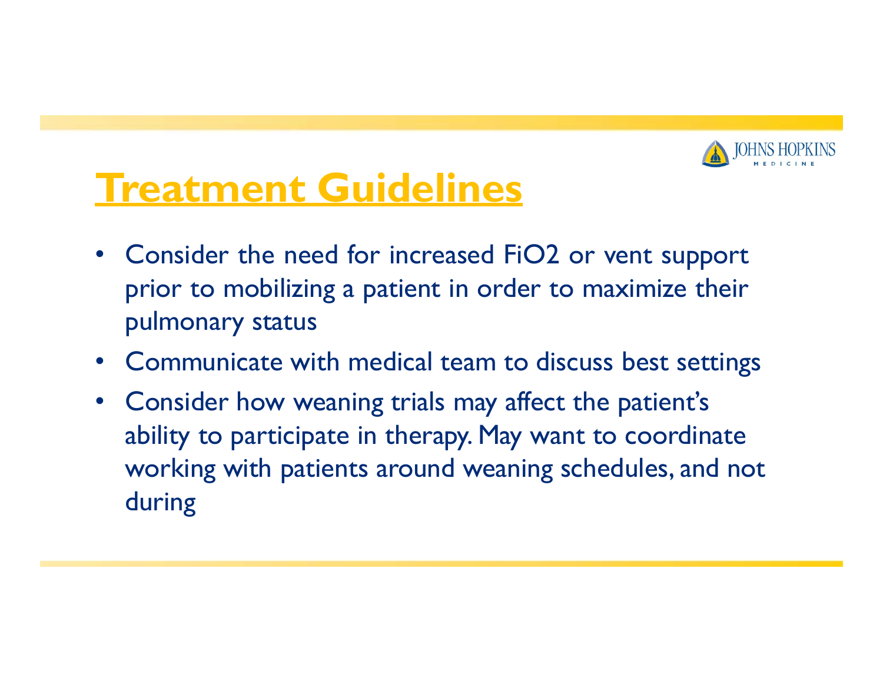# Treatment Guidelines

- Consider the need for increased $FiO_2$ or vent support prior to mobilizing a patient in order to maximize their pulmonary status
- Communicate with medical team to discuss best settings
- Consider how weaning trials may affect the patient's ability to participate in therapy. May want to coordinate working with patients around weaning schedules, and not during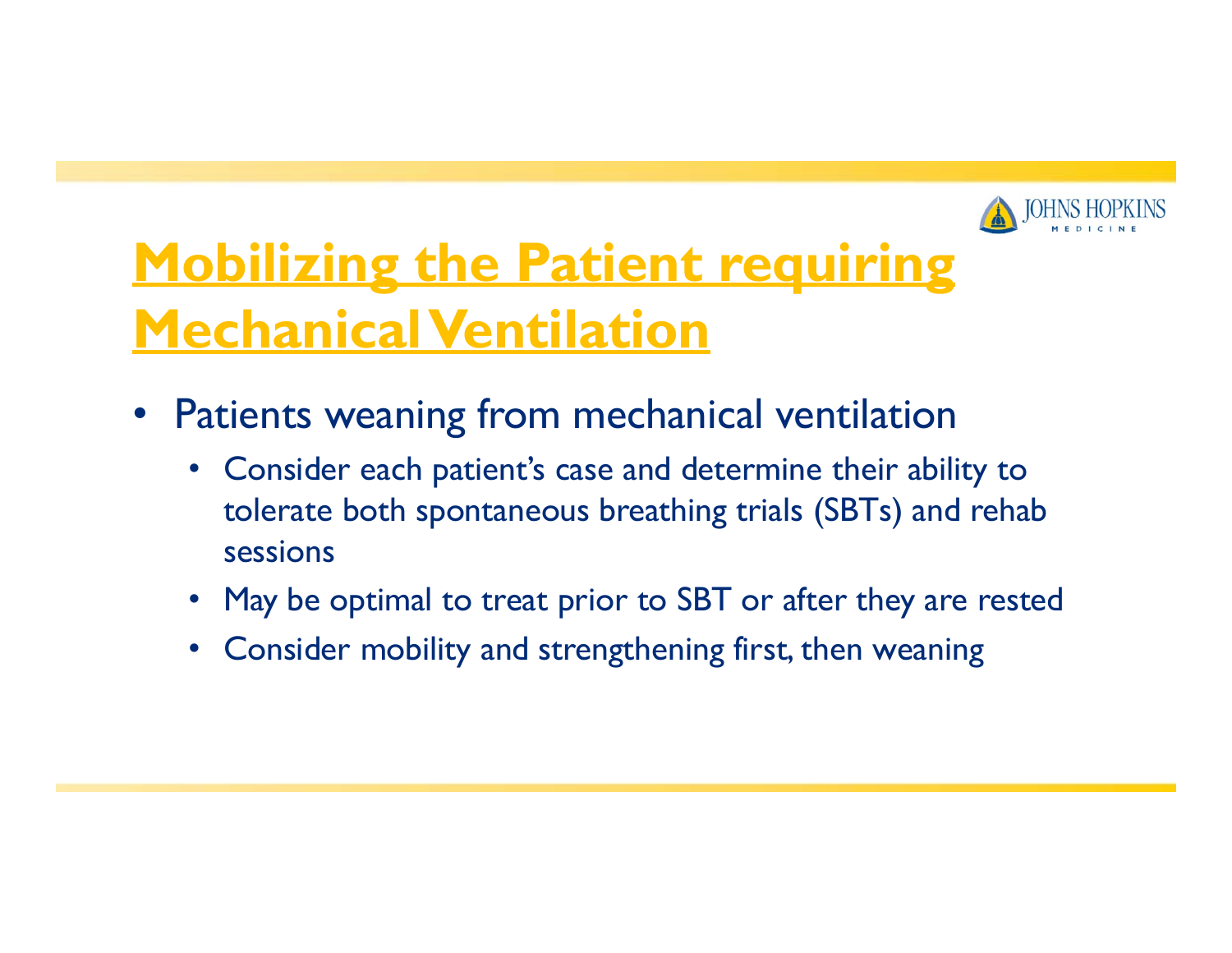# Mobilizing the Patient requiring Mechanical Ventilation

- Patients weaning from mechanical ventilation
  - Consider each patient's case and determine their ability to tolerate both spontaneous breathing trials (SBTs) and rehab sessions
  - May be optimal to treat prior to SBT or after they are rested
  - Consider mobility and strengthening first, then weaning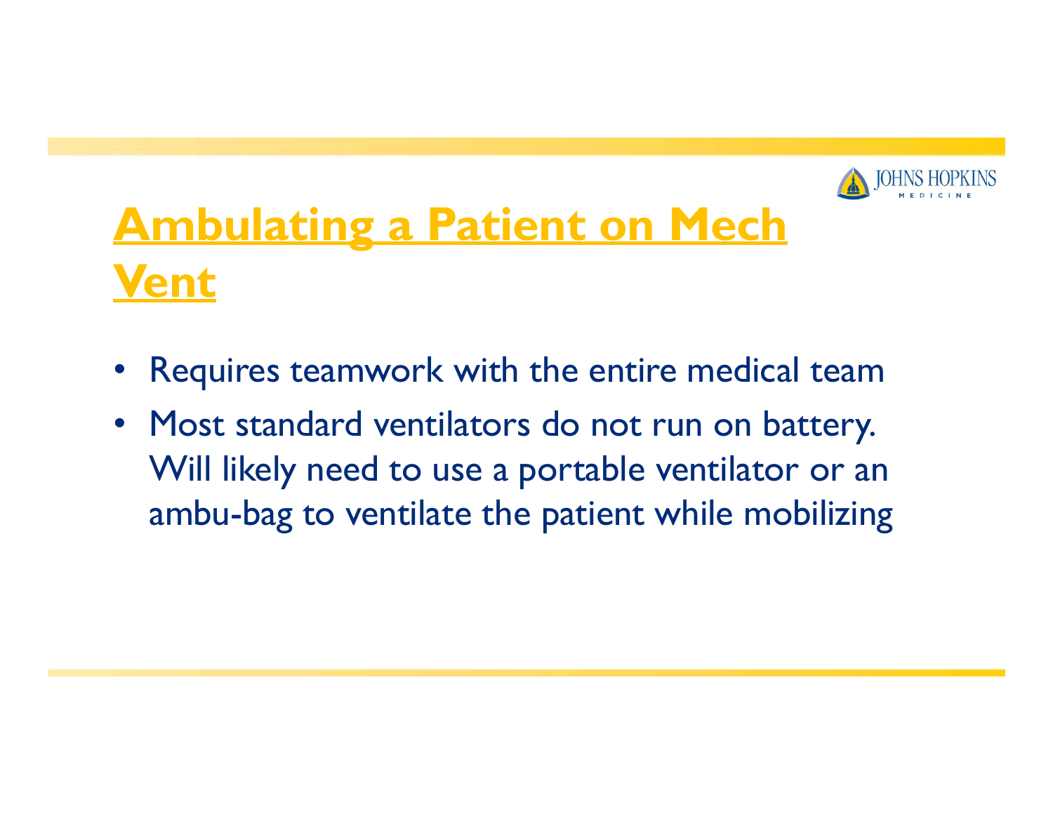# Ambulating a Patient on Mech Vent

- Requires teamwork with the entire medical team
- Most standard ventilators do not run on battery. Will likely need to use a portable ventilator or an ambu-bag to ventilate the patient while mobilizing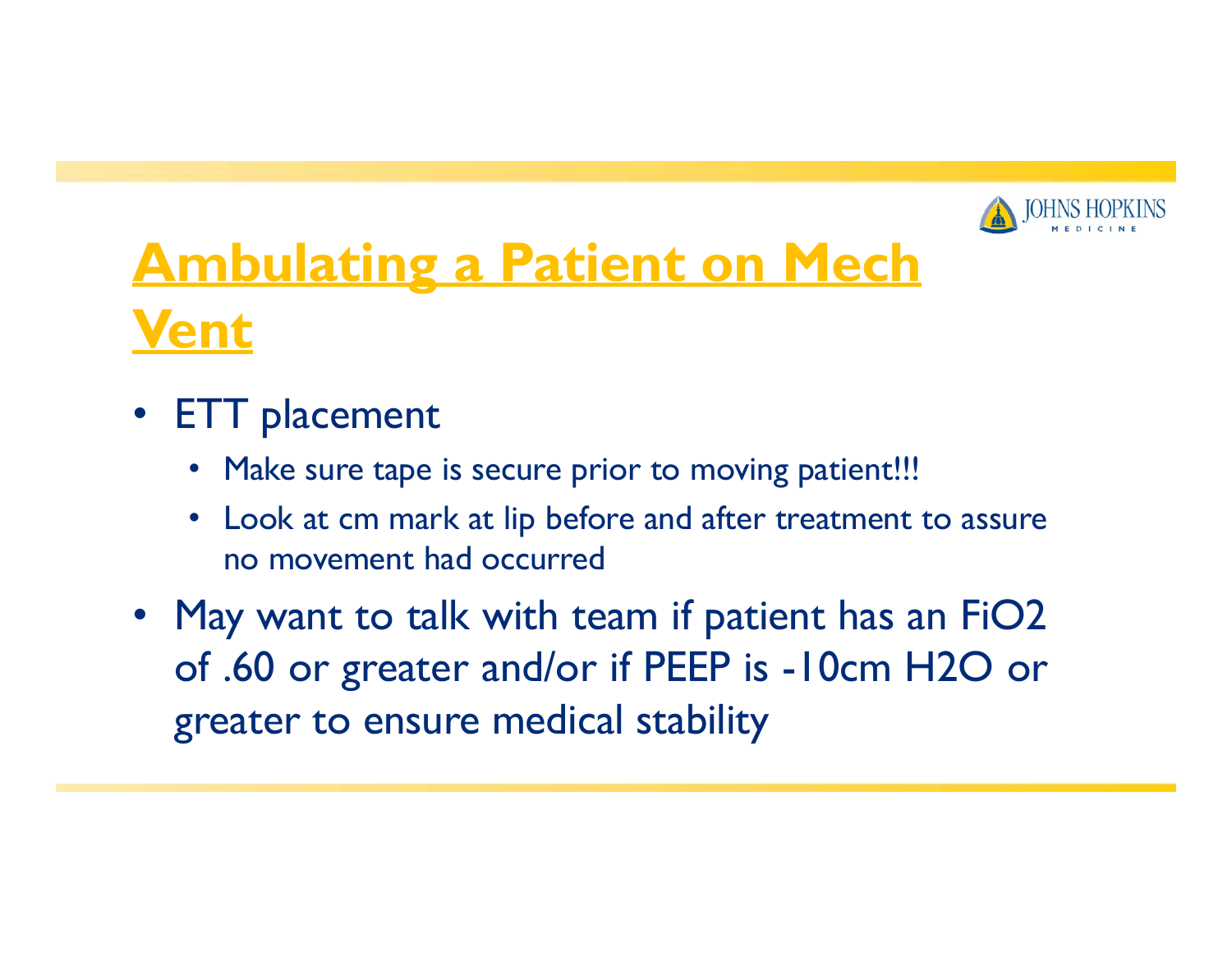# Ambulating a Patient on Mech Vent

- ETT placement
  - Make sure tape is secure prior to moving patient!!!
  - Look at cm mark at lip before and after treatment to assure no movement had occurred
- May want to talk with team if patient has an FiO2 of .60 or greater and/or if PEEP is -10cm H2O or greater to ensure medical stability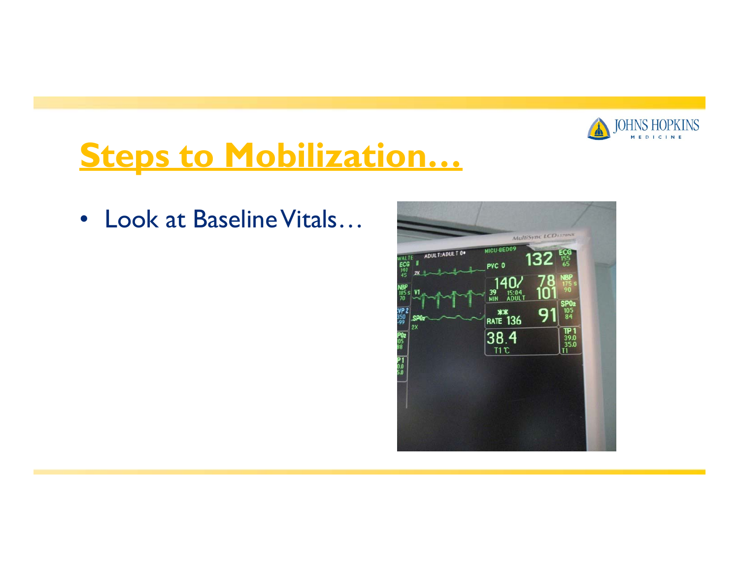# Steps to Mobilization…

- Look at Baseline Vitals…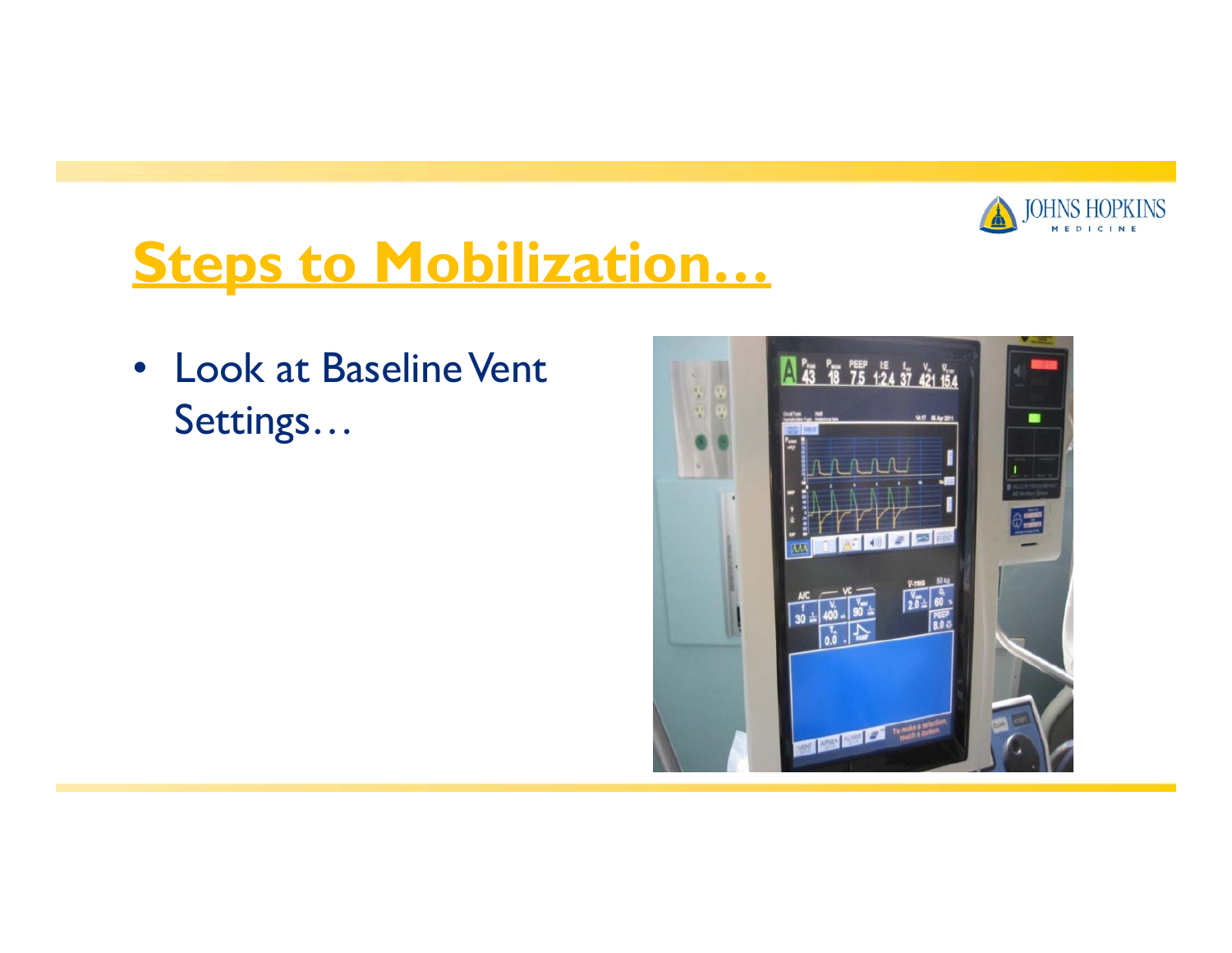# Steps to Mobilization…

- Look at Baseline Vent Settings…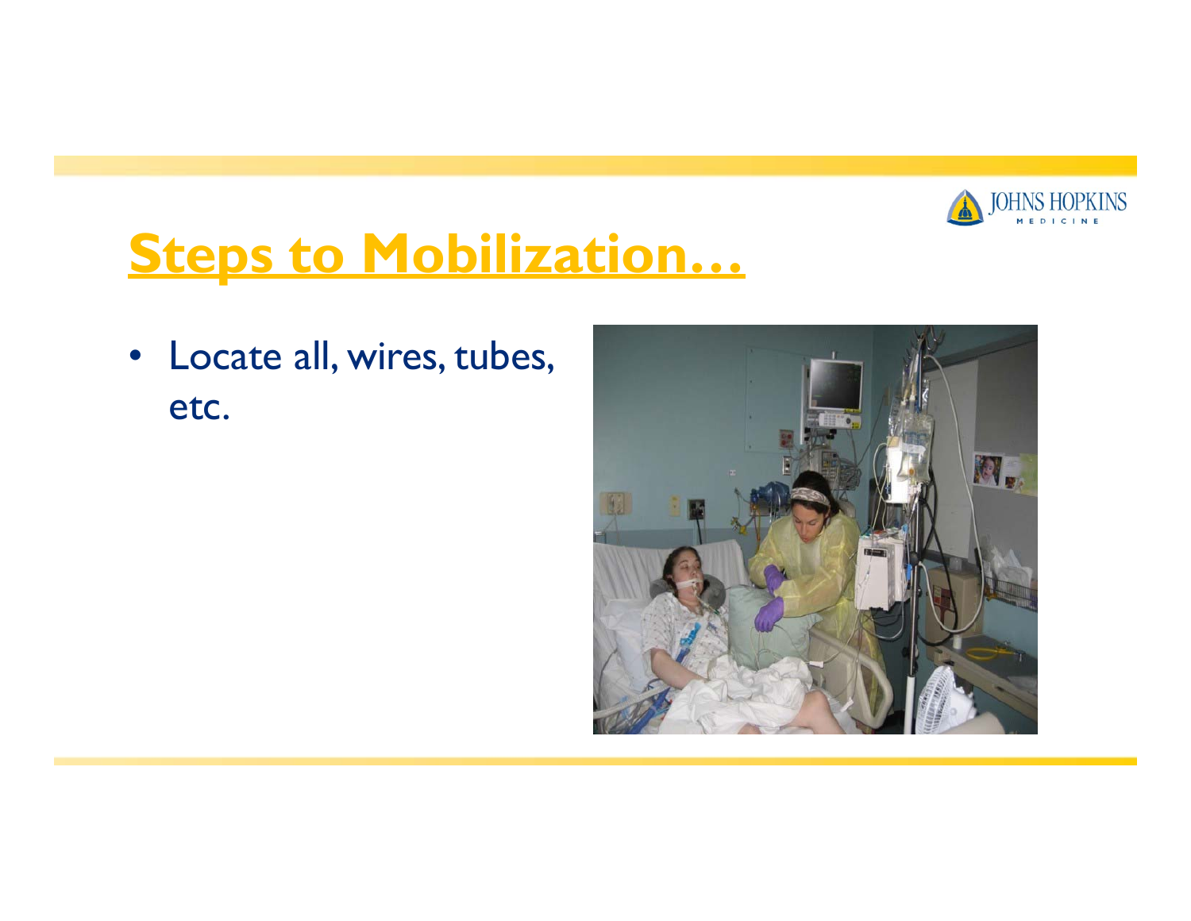# Steps to Mobilization…

- Locate all, wires, tubes, etc.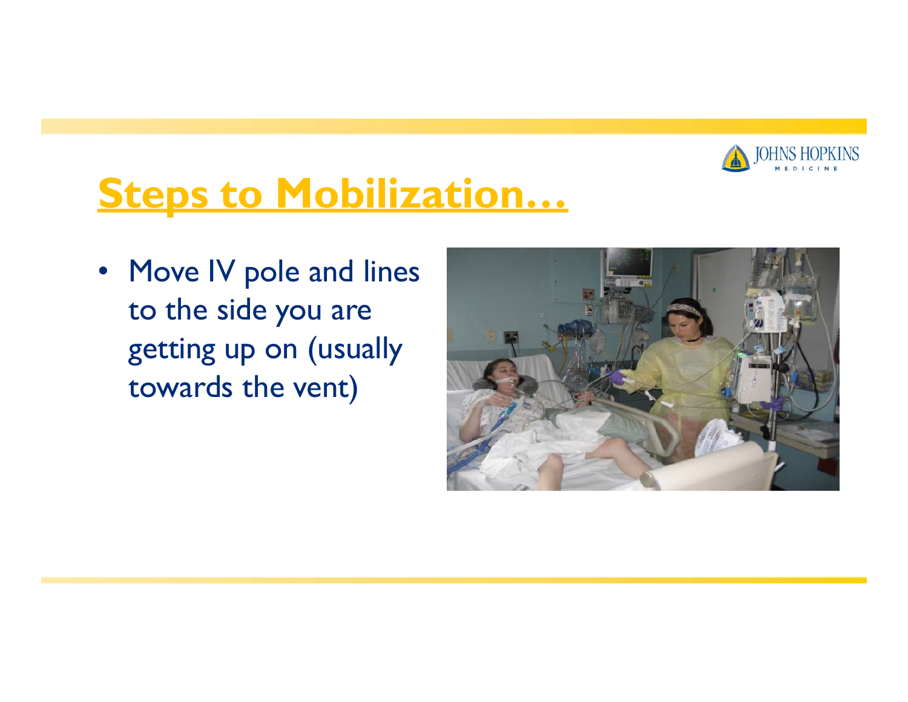# Steps to Mobilization…

- Move IV pole and lines to the side you are getting up on (usually towards the vent)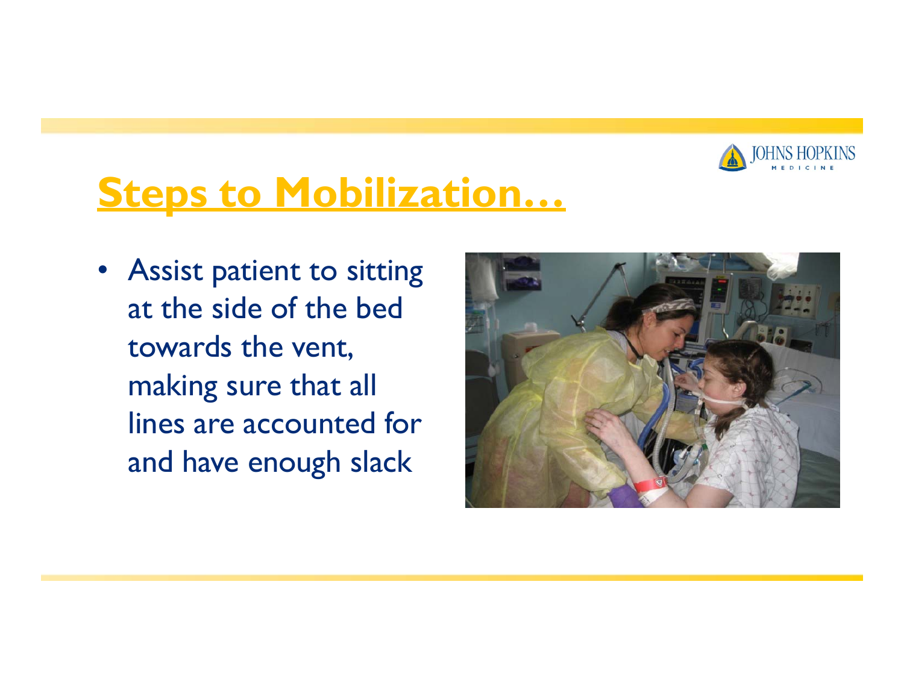## Steps to Mobilization…

- Assist patient to sitting at the side of the bed towards the vent, making sure that all lines are accounted for and have enough slack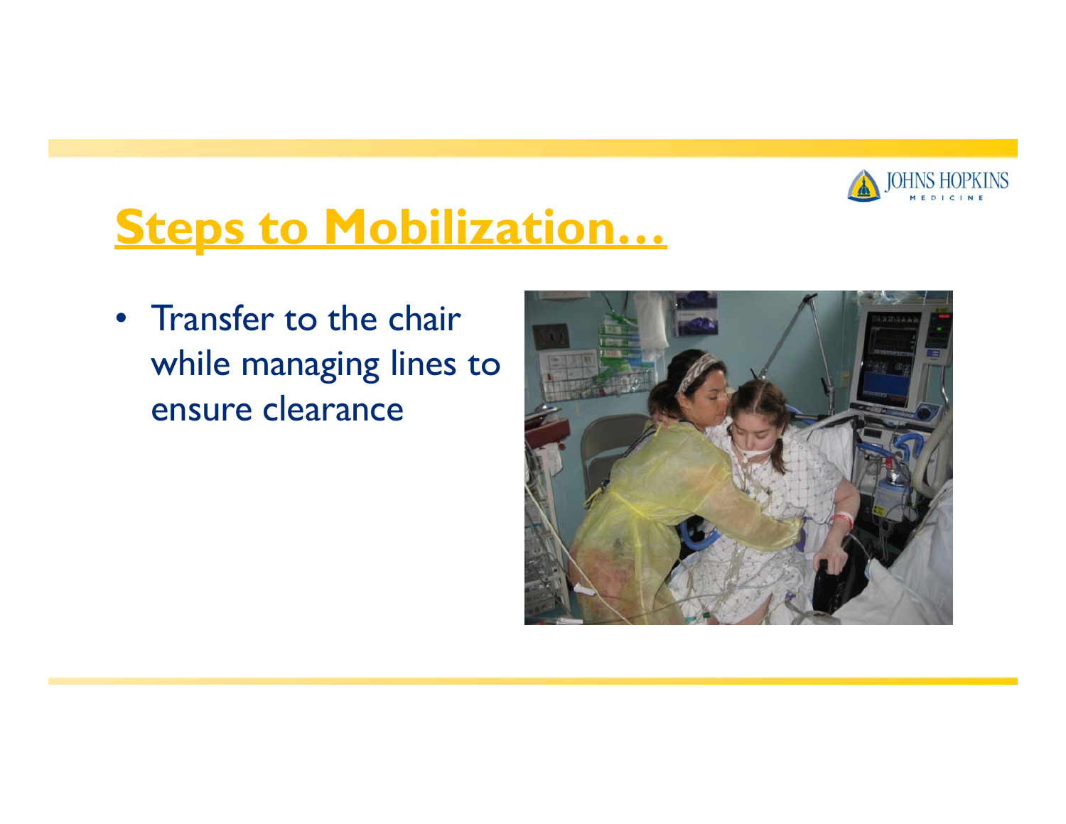# Steps to Mobilization…

- Transfer to the chair while managing lines to ensure clearance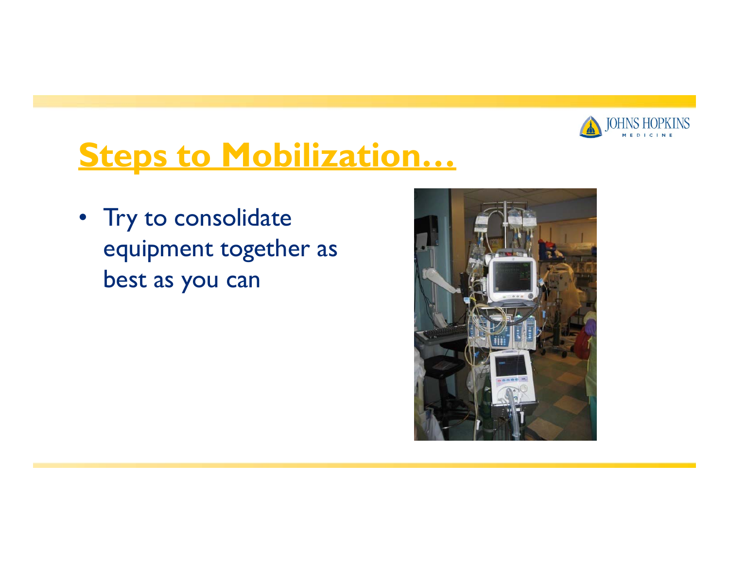## Steps to Mobilization…

- Try to consolidate equipment together as best as you can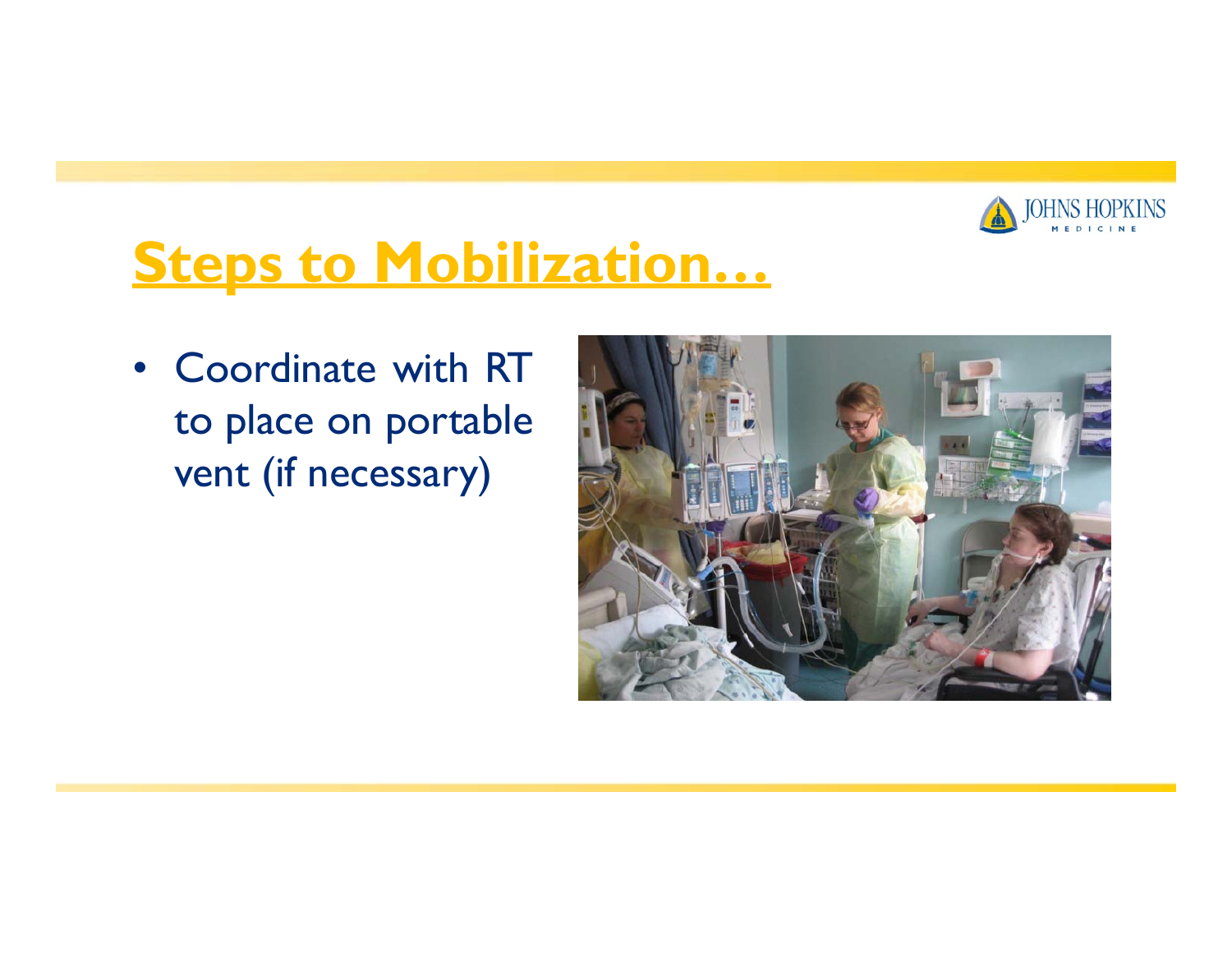# Steps to Mobilization…

- Coordinate with RT to place on portable vent (if necessary)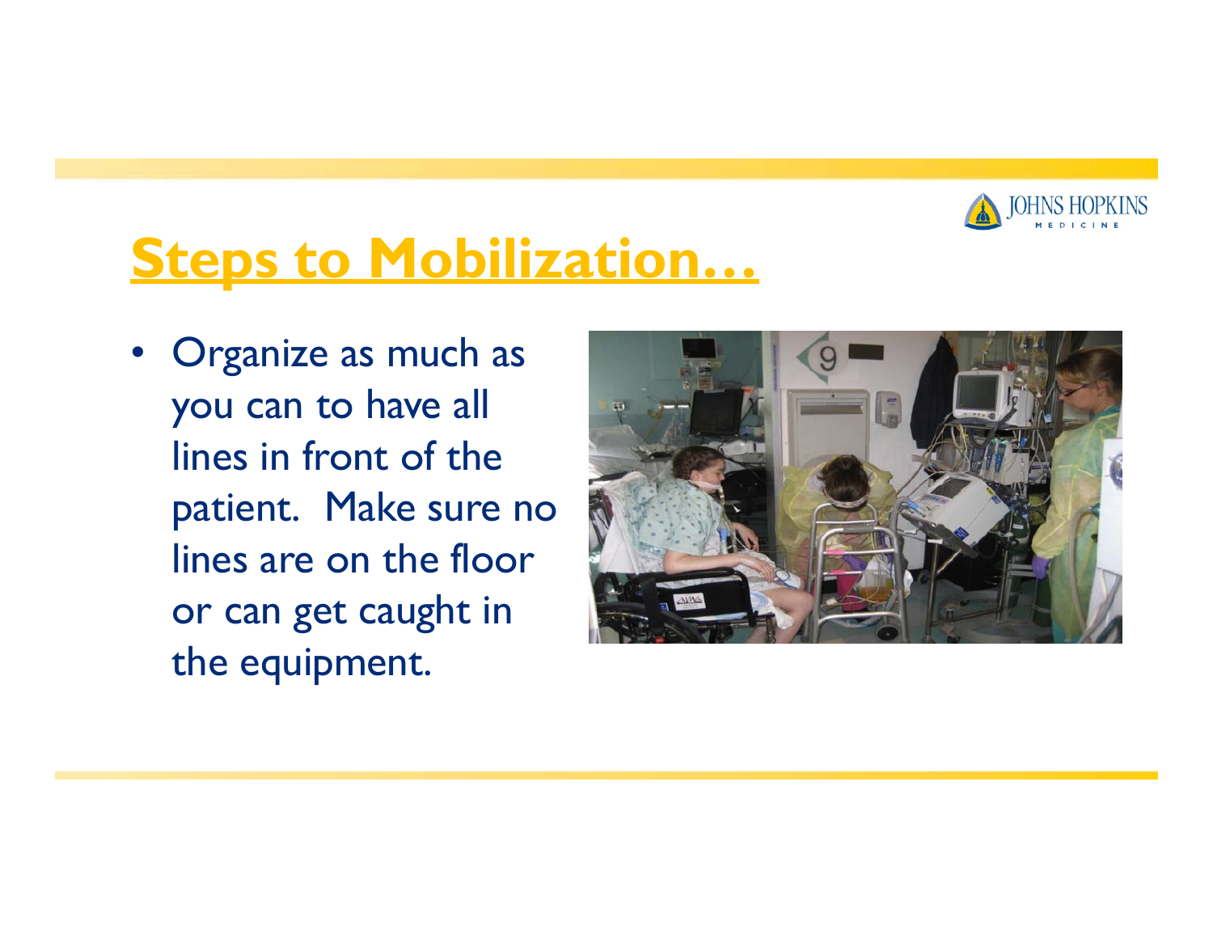# Steps to Mobilization…

- Organize as much as you can to have all lines in front of the patient. Make sure no lines are on the floor or can get caught in the equipment.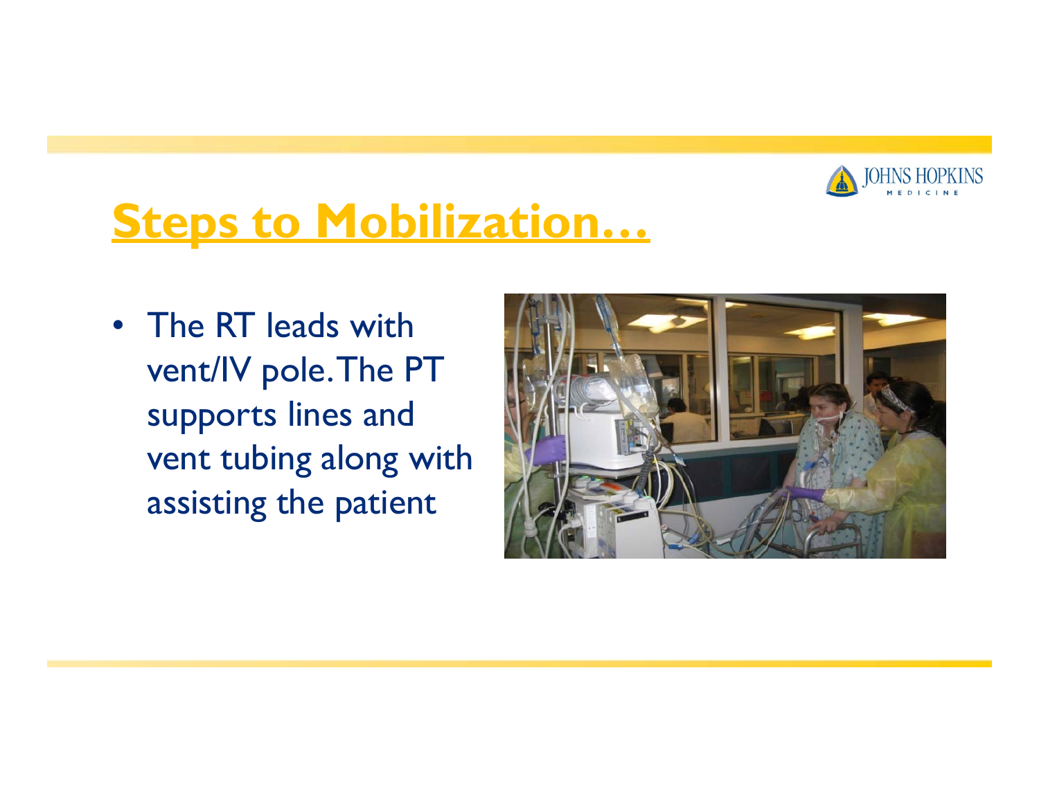## Steps to Mobilization…

- The RT leads with vent/IV pole. The PT supports lines and vent tubing along with assisting the patient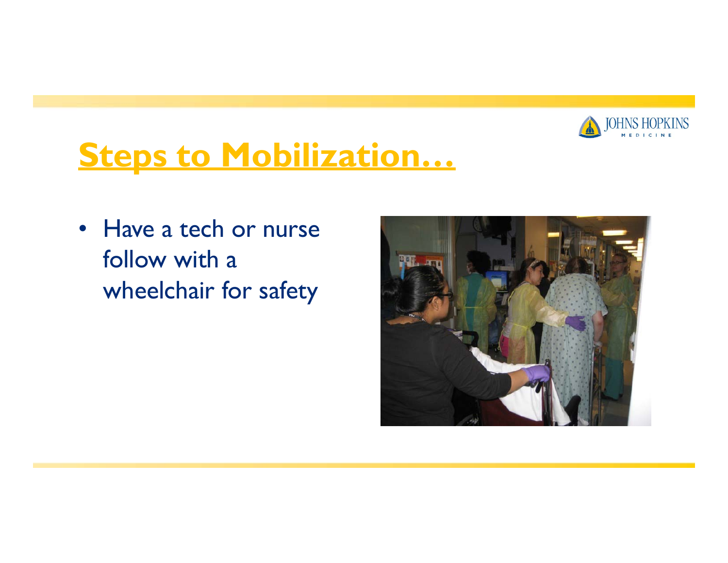# Steps to Mobilization…

- Have a tech or nurse follow with a wheelchair for safety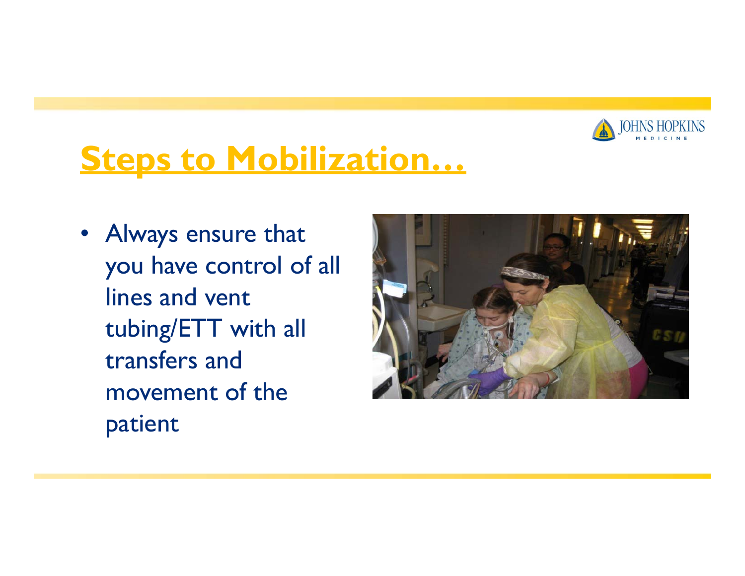# Steps to Mobilization…

- Always ensure that you have control of all lines and vent tubing/ETT with all transfers and movement of the patient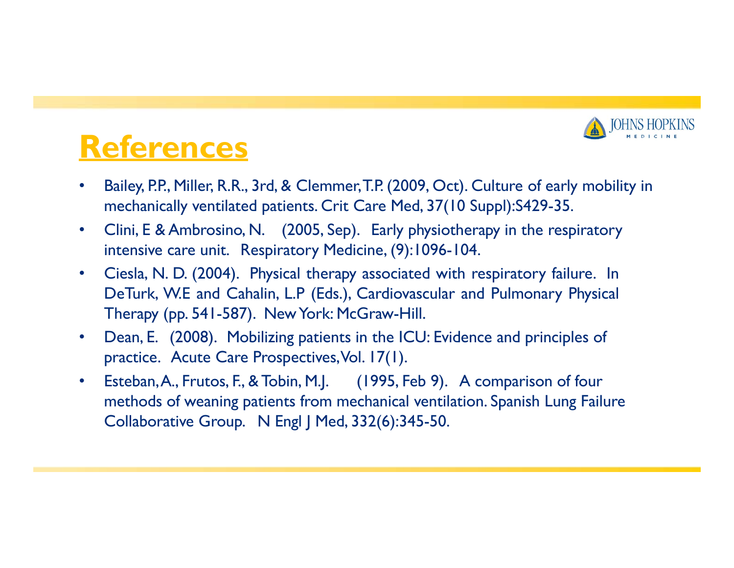# References

- Bailey, P.P., Miller, R.R., 3rd, & Clemmer, T.P. (2009, Oct). Culture of early mobility in mechanically ventilated patients. Crit Care Med, 37(10 Suppl):S429-35.
- Clini, E & Ambrosino, N. (2005, Sep). Early physiotherapy in the respiratory intensive care unit. Respiratory Medicine, (9):1096-104.
- Ciesla, N. D. (2004). Physical therapy associated with respiratory failure. In DeTurk, W.E and Cahalin, L.P (Eds.), Cardiovascular and Pulmonary Physical Therapy (pp. 541-587). New York: McGraw-Hill.
- Dean, E. (2008). Mobilizing patients in the ICU: Evidence and principles of practice. Acute Care Prospectives, Vol. 17(1).
- Esteban, A., Frutos, F., & Tobin, M.J. (1995, Feb 9). A comparison of four methods of weaning patients from mechanical ventilation. Spanish Lung Failure Collaborative Group. N Engl J Med, 332(6):345-50.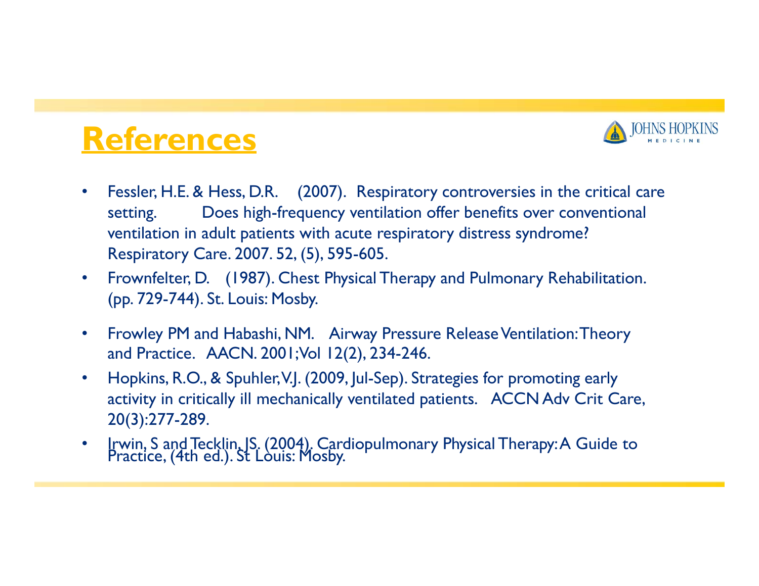# References

- Fessler, H.E. & Hess, D.R. (2007). Respiratory controversies in the critical care setting. Does high-frequency ventilation offer benefits over conventional ventilation in adult patients with acute respiratory distress syndrome? Respiratory Care. 2007. 52, (5), 595-605.
- Frownfelter, D. (1987). Chest Physical Therapy and Pulmonary Rehabilitation. (pp. 729-744). St. Louis: Mosby.
- Frowley PM and Habashi, NM. Airway Pressure Release Ventilation: Theory and Practice. AACN. 2001;Vol 12(2), 234-246.
- Hopkins, R.O., & Spuhler, V.J. (2009, Jul-Sep). Strategies for promoting early activity in critically ill mechanically ventilated patients. ACCN Adv Crit Care, 20(3):277-289.
- Irwin, S and Tecklin, JS. (2004). Cardiopulmonary Physical Therapy: A Guide to Practice, (4th ed.). St Louis: Mosby.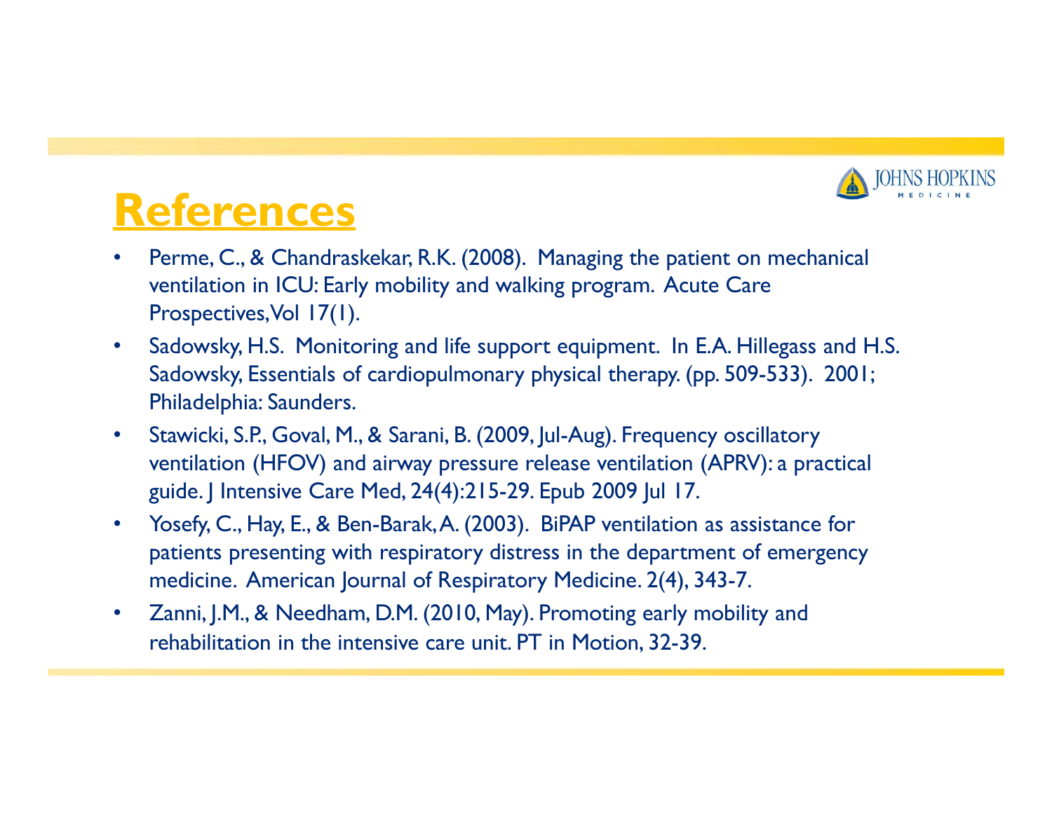# References

- Perme, C., & Chandraskekar, R.K. (2008). Managing the patient on mechanical ventilation in ICU: Early mobility and walking program. Acute Care Prospectives, Vol 17(1).
- Sadowsky, H.S. Monitoring and life support equipment. In E.A. Hillegass and H.S. Sadowsky, Essentials of cardiopulmonary physical therapy. (pp. 509-533). 2001; Philadelphia: Saunders.
- Stawicki, S.P., Goval, M., & Sarani, B. (2009, Jul-Aug). Frequency oscillatory ventilation (HFOV) and airway pressure release ventilation (APRV): a practical guide. J Intensive Care Med, 24(4):215-29. Epub 2009 Jul 17.
- Yosefy, C., Hay, E., & Ben-Barak, A. (2003). BiPAP ventilation as assistance for patients presenting with respiratory distress in the department of emergency medicine. American Journal of Respiratory Medicine. 2(4), 343-7.
- Zanni, J.M., & Needham, D.M. (2010, May). Promoting early mobility and rehabilitation in the intensive care unit. PT in Motion, 32-39.